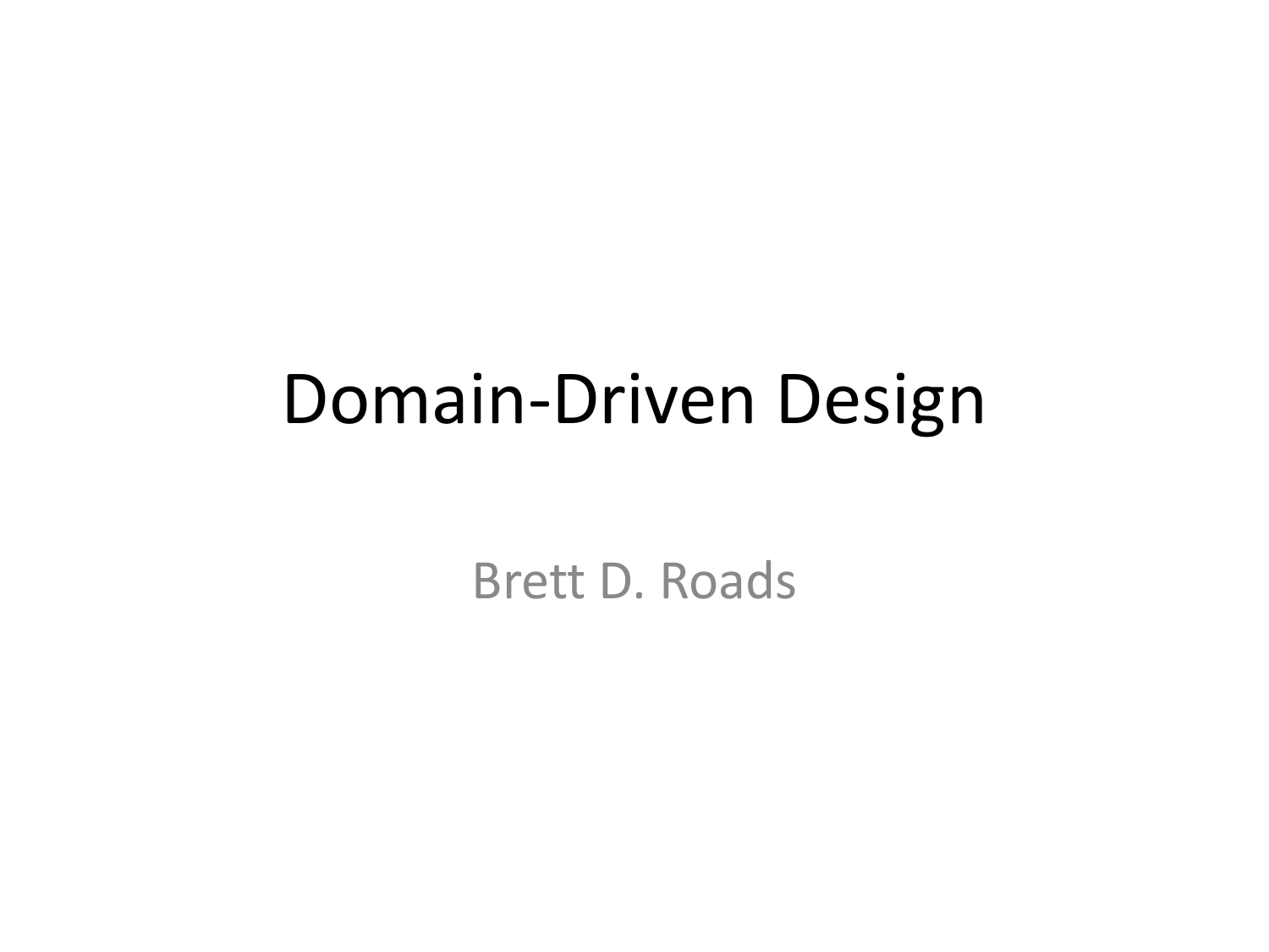# Domain-Driven Design

Brett D. Roads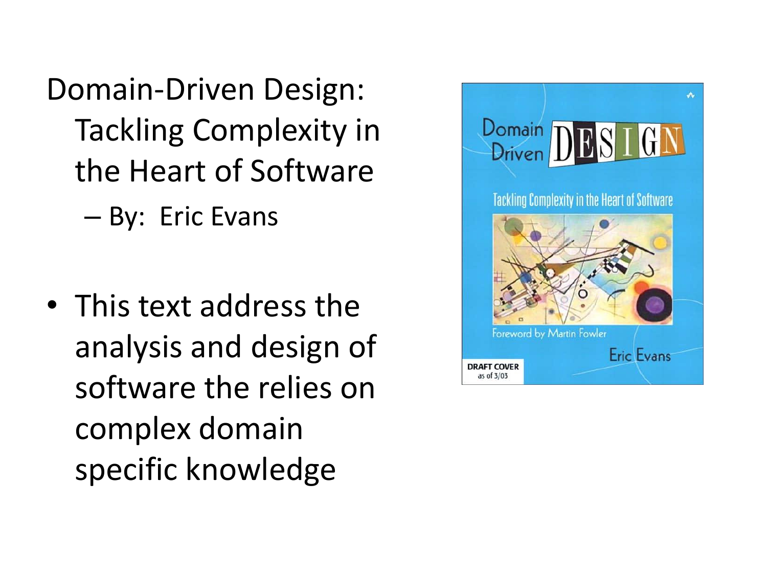Domain-Driven Design: Tackling Complexity in the Heart of Software

– By: Eric Evans

- This text address the analysis and design of software the relies on complex domain specific knowledge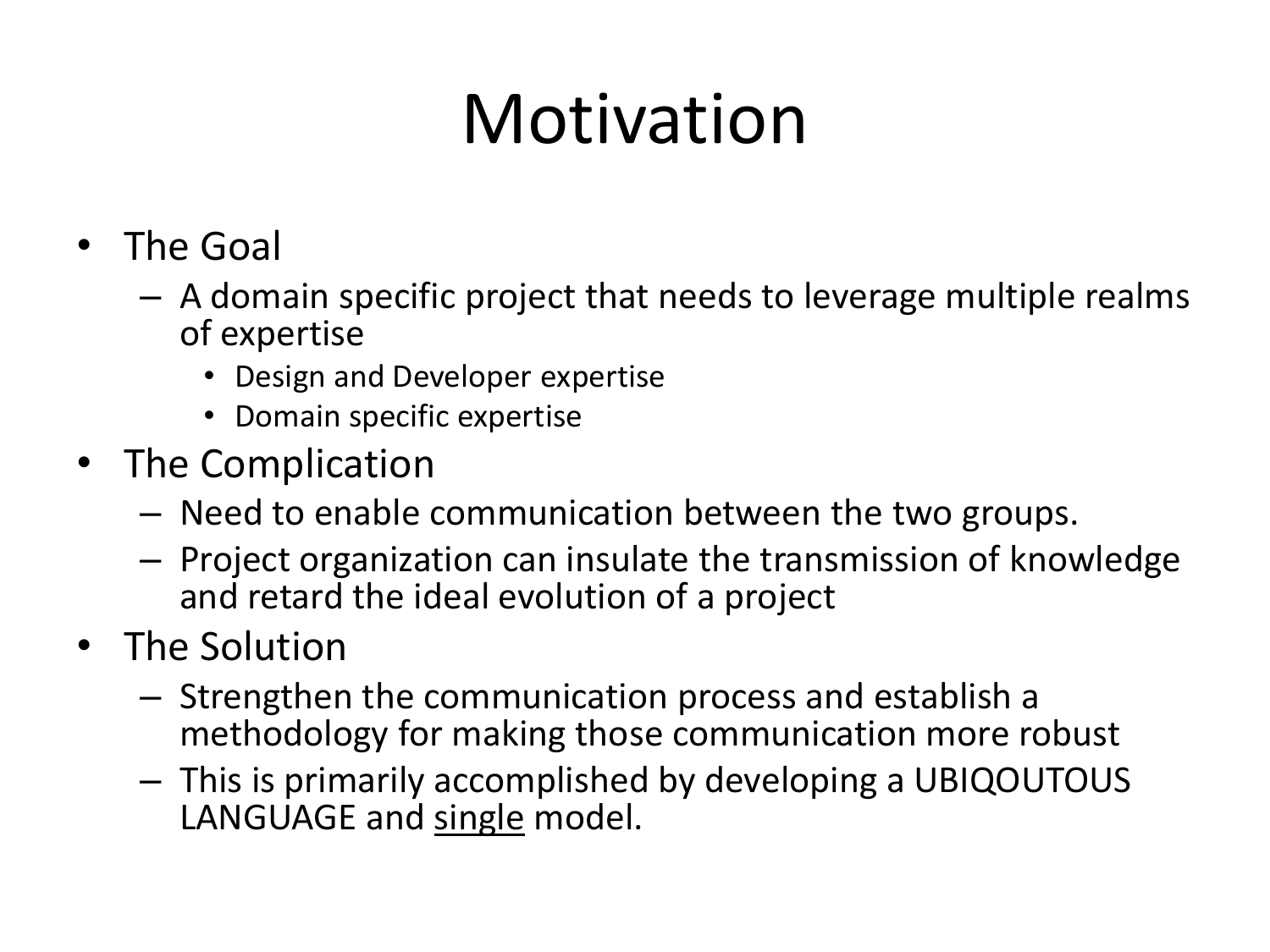# Motivation

- The Goal
  - A domain specific project that needs to leverage multiple realms of expertise
    - Design and Developer expertise
    - Domain specific expertise
- The Complication
  - Need to enable communication between the two groups.
  - Project organization can insulate the transmission of knowledge and retard the ideal evolution of a project
- The Solution
  - Strengthen the communication process and establish a methodology for making those communication more robust
  - This is primarily accomplished by developing a UBIQOUTOUS LANGUAGE and <u>single</u> model.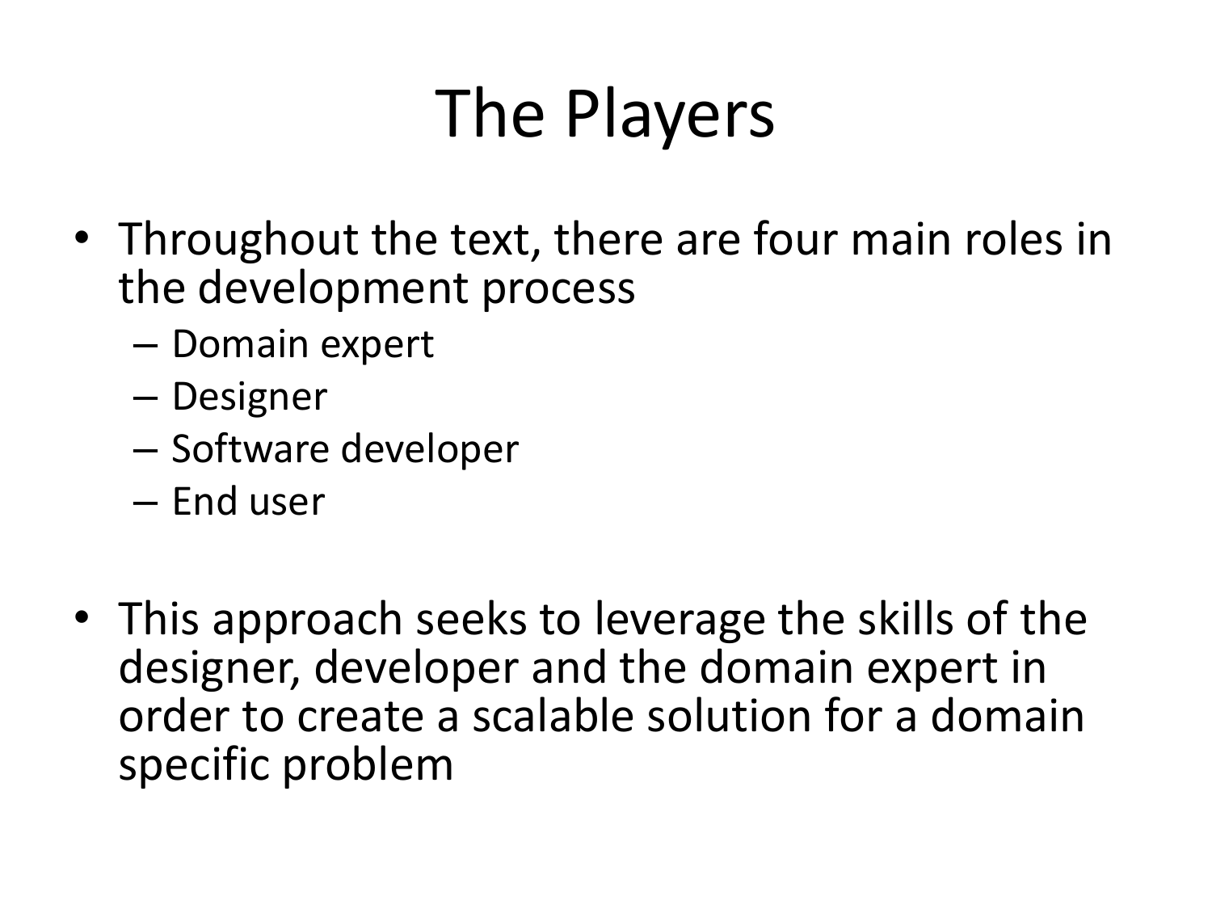# The Players

- Throughout the text, there are four main roles in the development process
  - Domain expert
  - Designer
  - Software developer
  - End user

- This approach seeks to leverage the skills of the designer, developer and the domain expert in order to create a scalable solution for a domain specific problem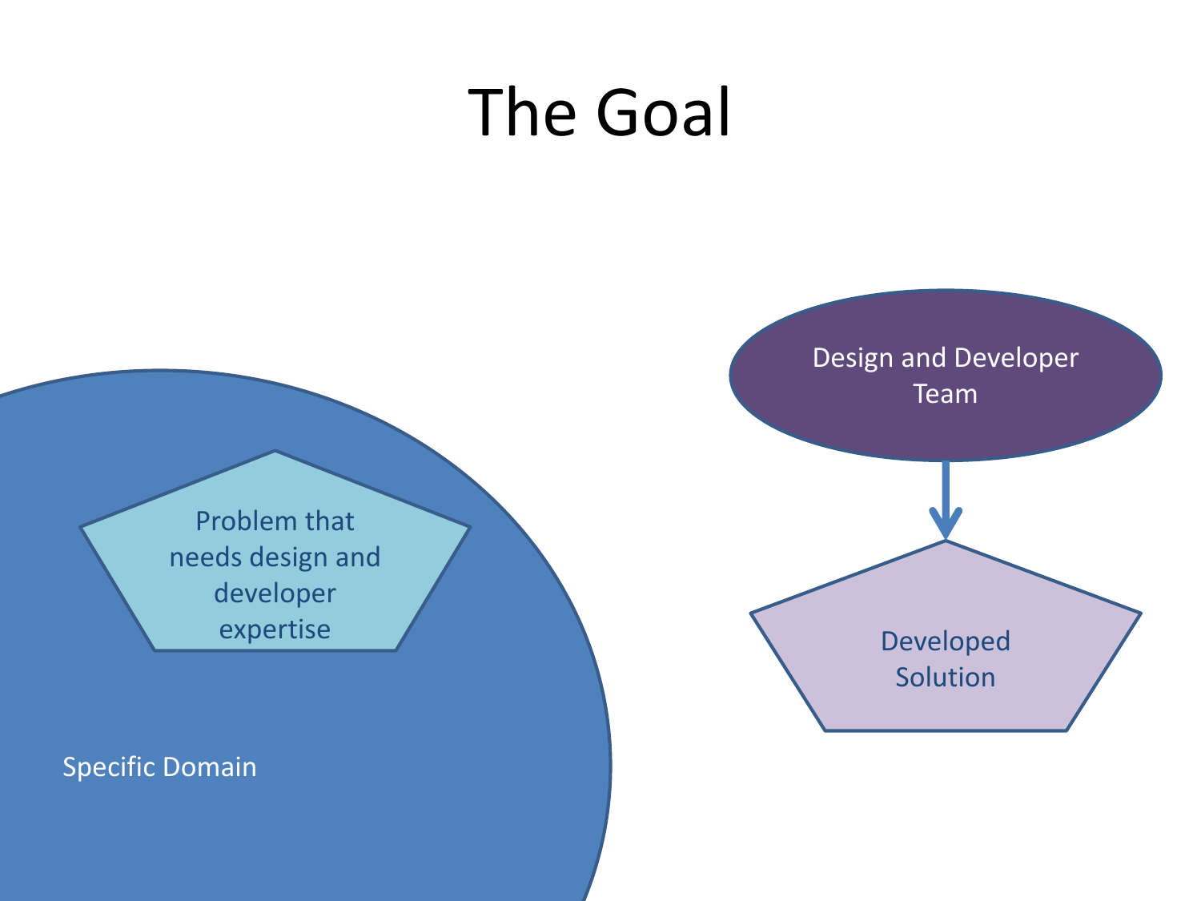# The Goal

Problem that needs design and developer expertise

Specific Domain

Design and Developer Team

Developed Solution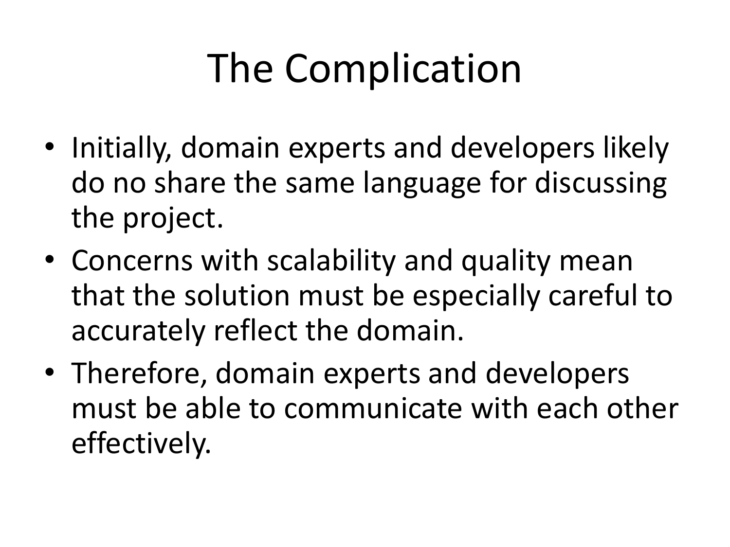# The Complication

- Initially, domain experts and developers likely do no share the same language for discussing the project.
- Concerns with scalability and quality mean that the solution must be especially careful to accurately reflect the domain.
- Therefore, domain experts and developers must be able to communicate with each other effectively.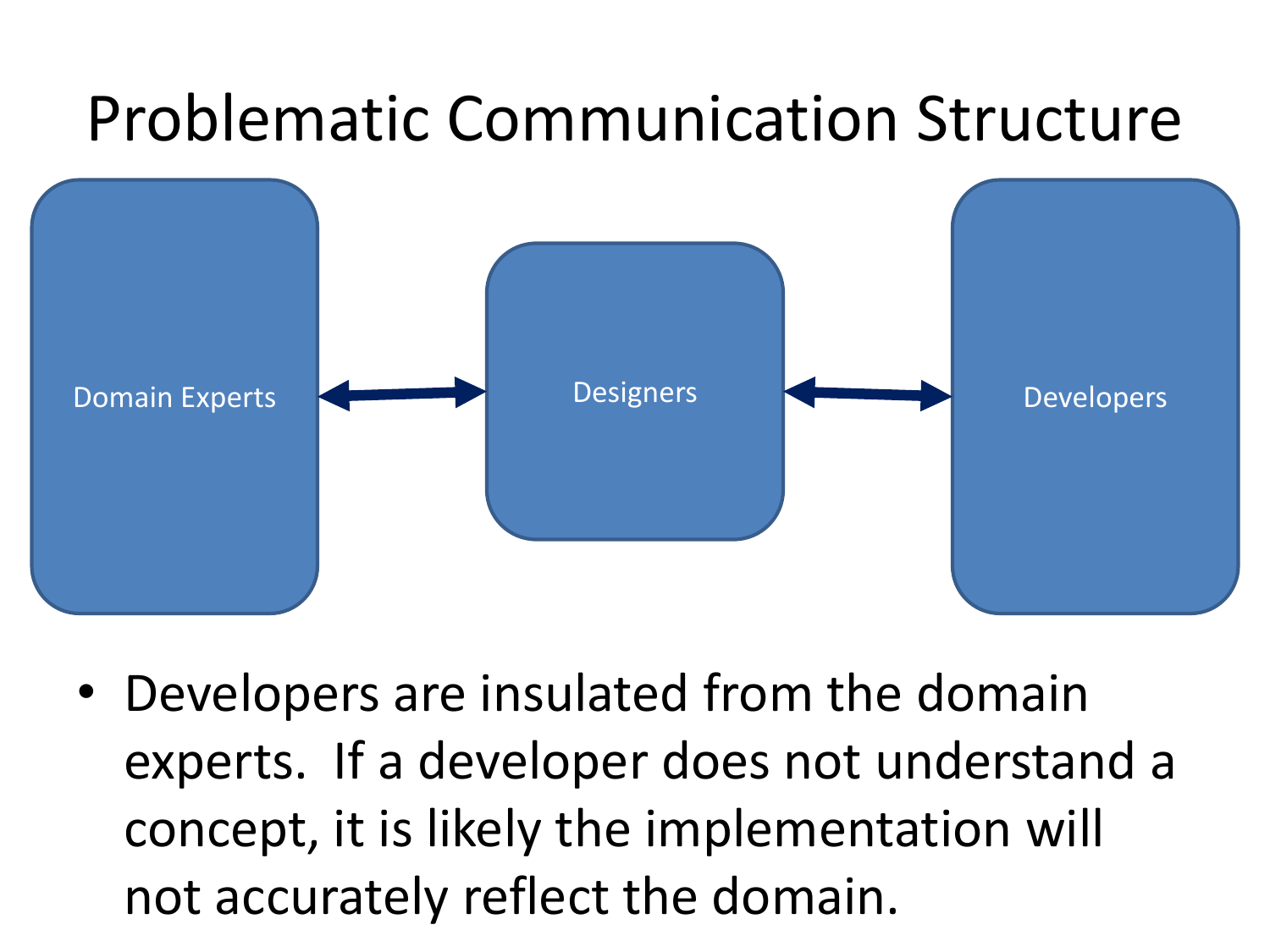# Problematic Communication Structure

Domain Experts ⟷ Designers ⟷ Developers

- Developers are insulated from the domain experts. If a developer does not understand a concept, it is likely the implementation will not accurately reflect the domain.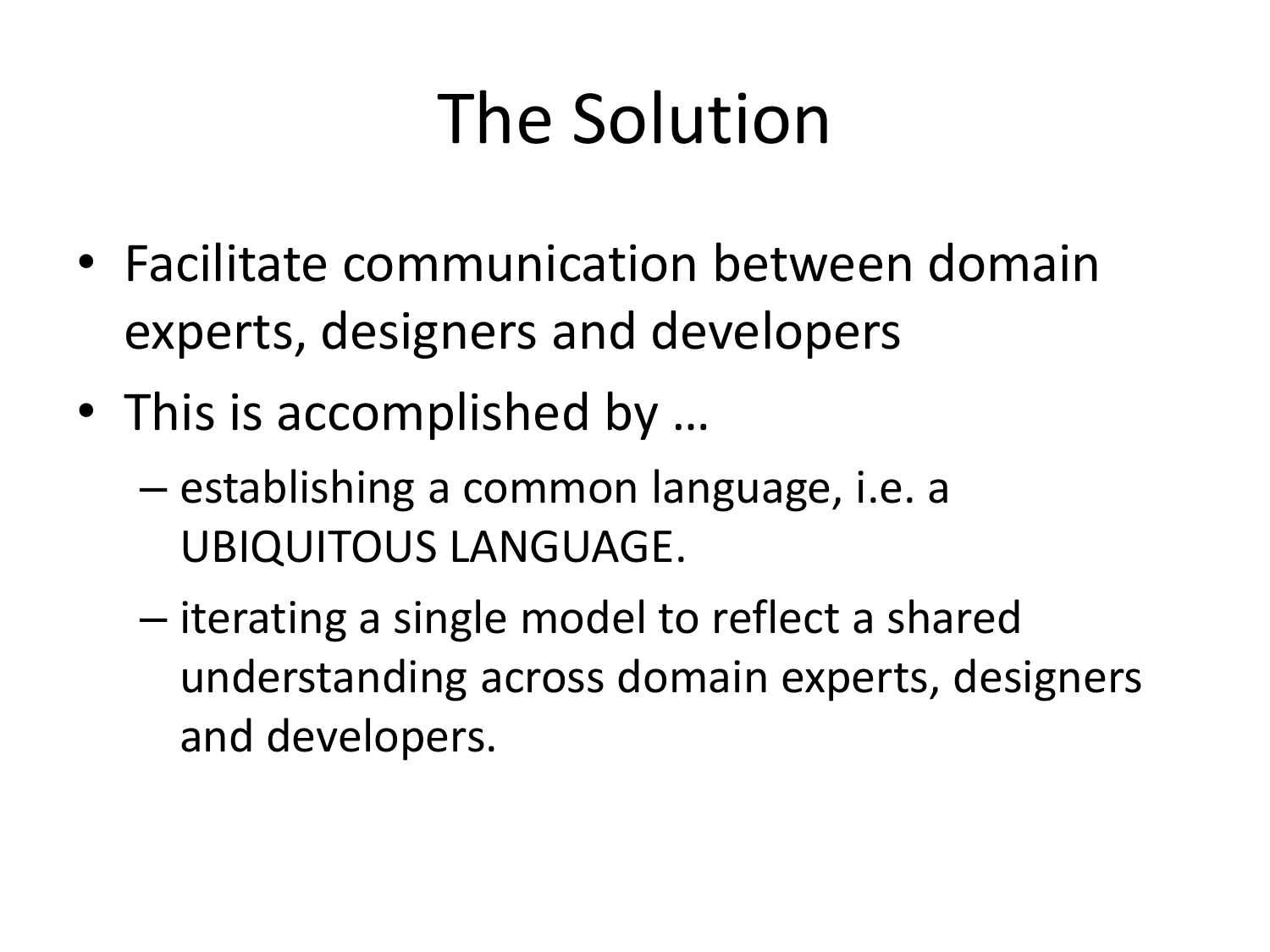# The Solution

- Facilitate communication between domain experts, designers and developers
- This is accomplished by …
  - establishing a common language, i.e. a UBIQUITOUS LANGUAGE.
  - iterating a single model to reflect a shared understanding across domain experts, designers and developers.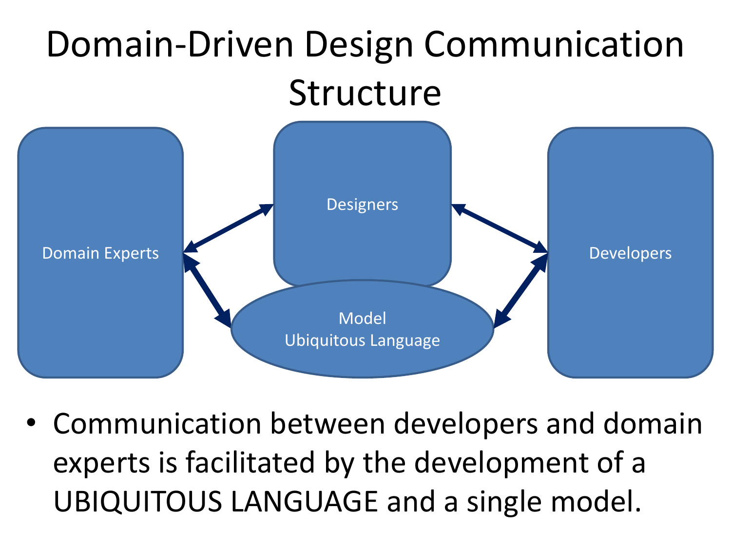# Domain-Driven Design Communication Structure

Domain Experts

Designers

Model
Ubiquitous Language

Developers

- Communication between developers and domain experts is facilitated by the development of a UBIQUITOUS LANGUAGE and a single model.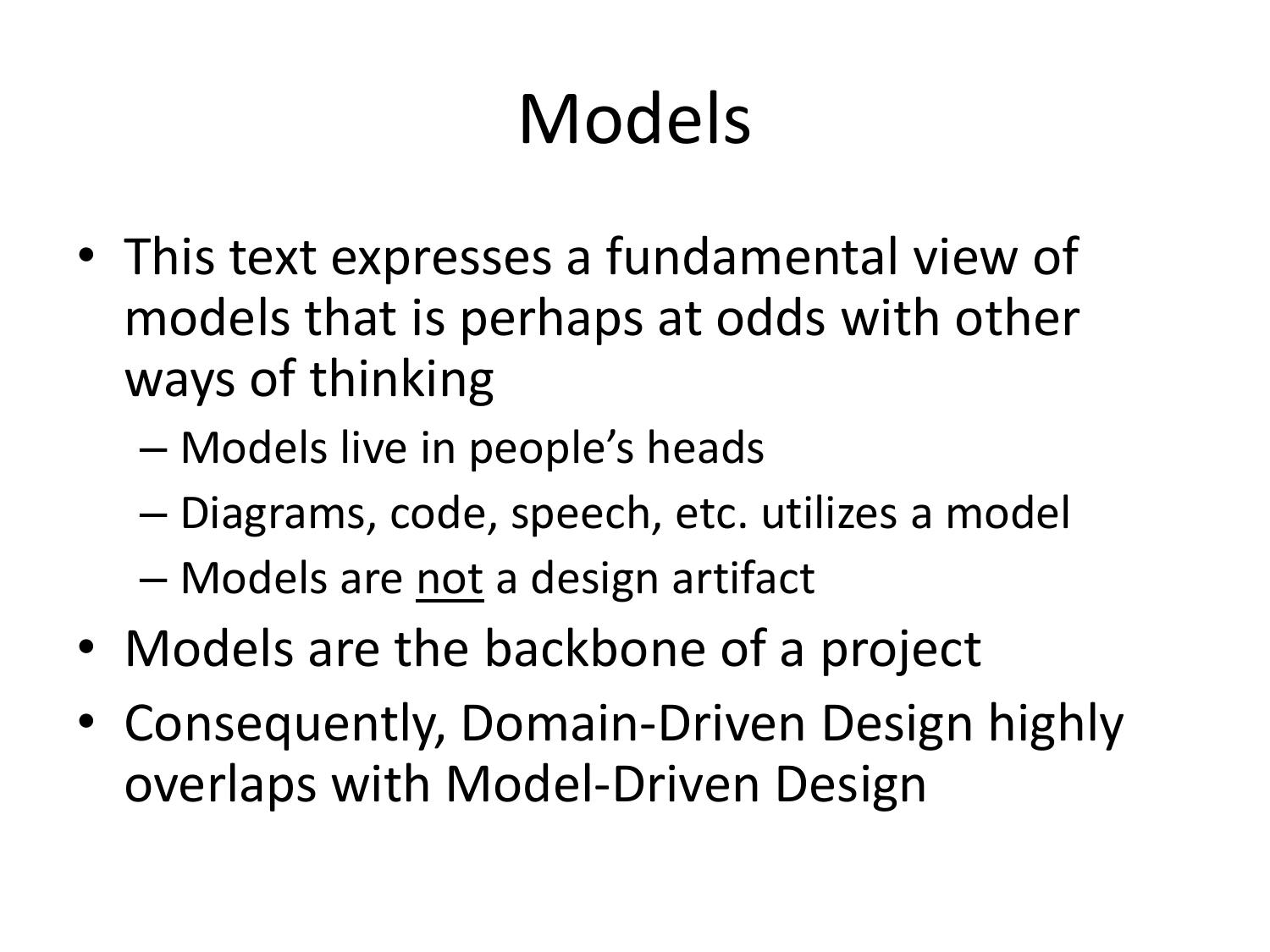# Models

- This text expresses a fundamental view of models that is perhaps at odds with other ways of thinking
  - Models live in people's heads
  - Diagrams, code, speech, etc. utilizes a model
  - Models are <u>not</u> a design artifact
- Models are the backbone of a project
- Consequently, Domain-Driven Design highly overlaps with Model-Driven Design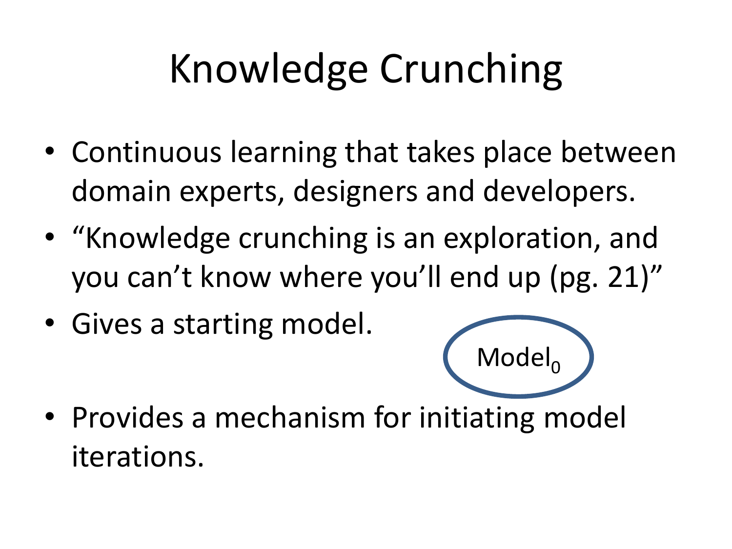# Knowledge Crunching

- Continuous learning that takes place between domain experts, designers and developers.
- "Knowledge crunching is an exploration, and you can't know where you'll end up (pg. 21)"
- Gives a starting model.

$Model_0$

- Provides a mechanism for initiating model iterations.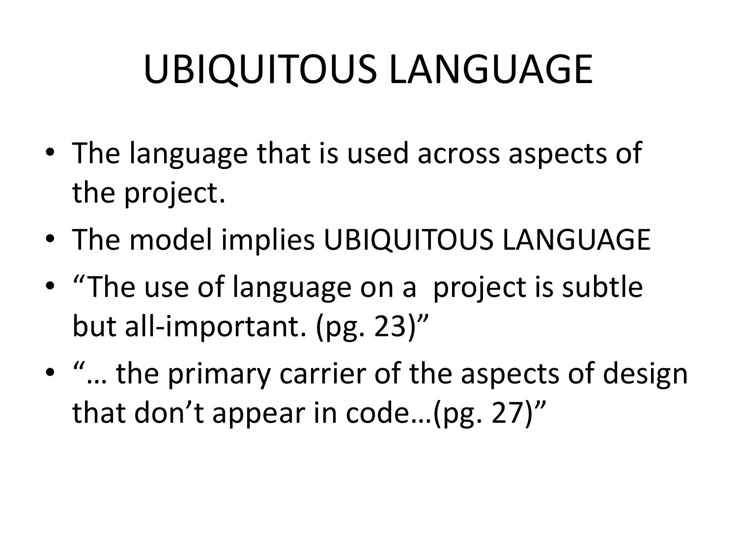# UBIQUITOUS LANGUAGE

- The language that is used across aspects of the project.
- The model implies UBIQUITOUS LANGUAGE
- “The use of language on a project is subtle but all-important. (pg. 23)”
- “… the primary carrier of the aspects of design that don’t appear in code…(pg. 27)”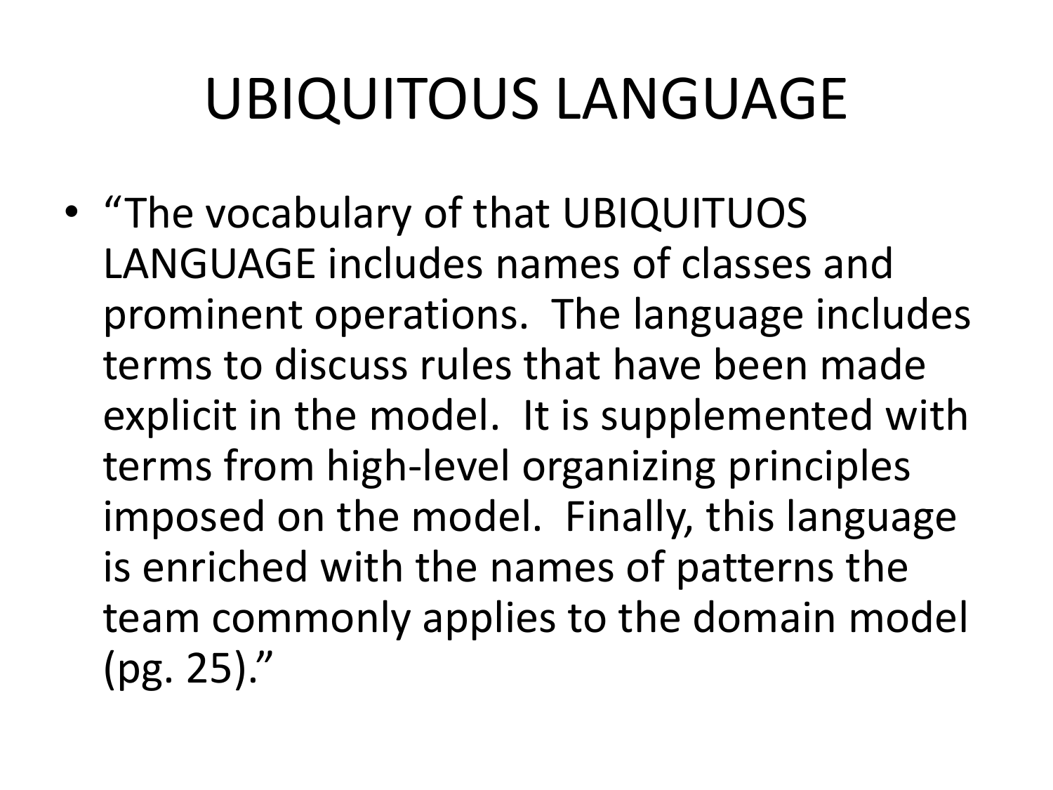# UBIQUITOUS LANGUAGE

- "The vocabulary of that UBIQUITUOS LANGUAGE includes names of classes and prominent operations. The language includes terms to discuss rules that have been made explicit in the model. It is supplemented with terms from high-level organizing principles imposed on the model. Finally, this language is enriched with the names of patterns the team commonly applies to the domain model (pg. 25)."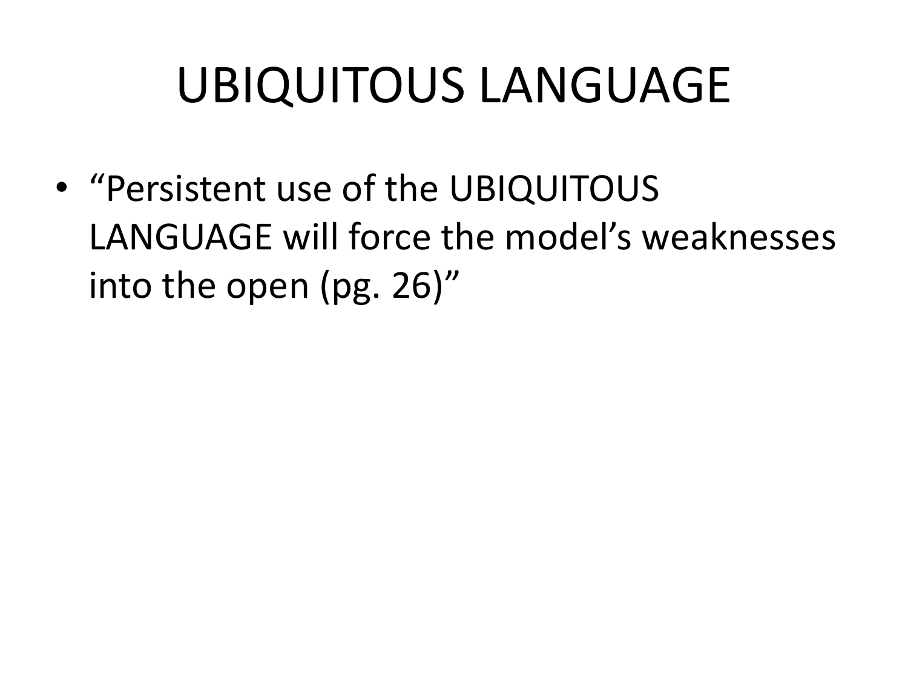# UBIQUITOUS LANGUAGE

- "Persistent use of the UBIQUITOUS LANGUAGE will force the model's weaknesses into the open (pg. 26)"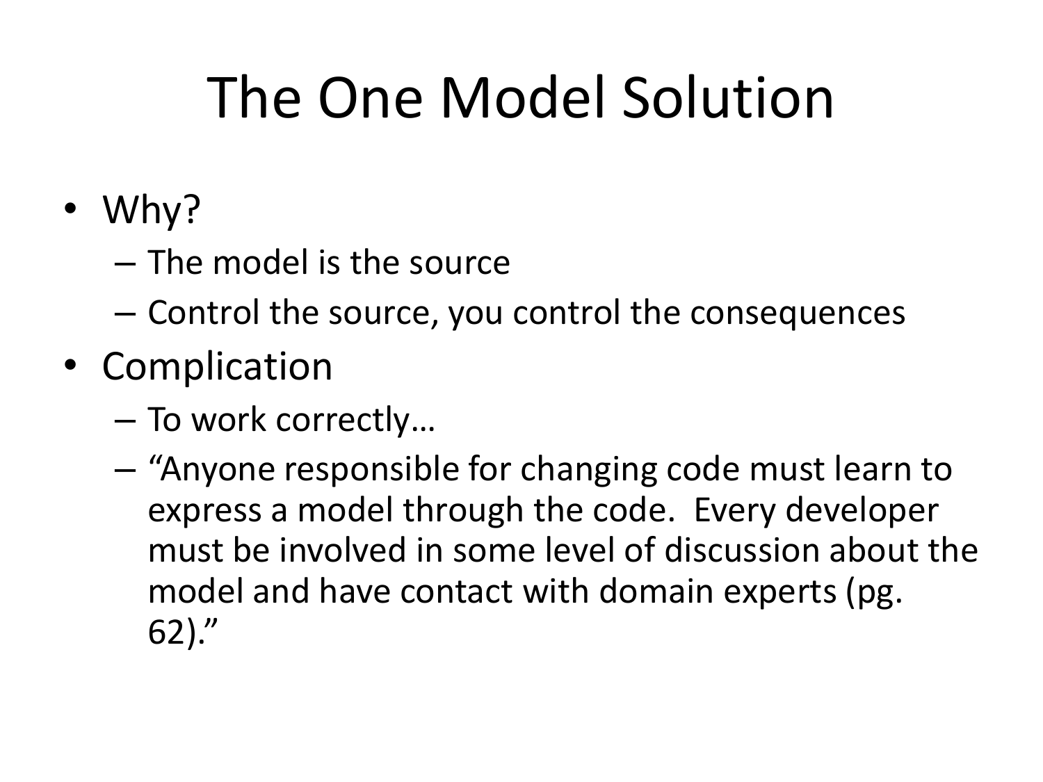# The One Model Solution

- Why?
  - The model is the source
  - Control the source, you control the consequences
- Complication
  - To work correctly…
  - "Anyone responsible for changing code must learn to express a model through the code. Every developer must be involved in some level of discussion about the model and have contact with domain experts (pg. 62)."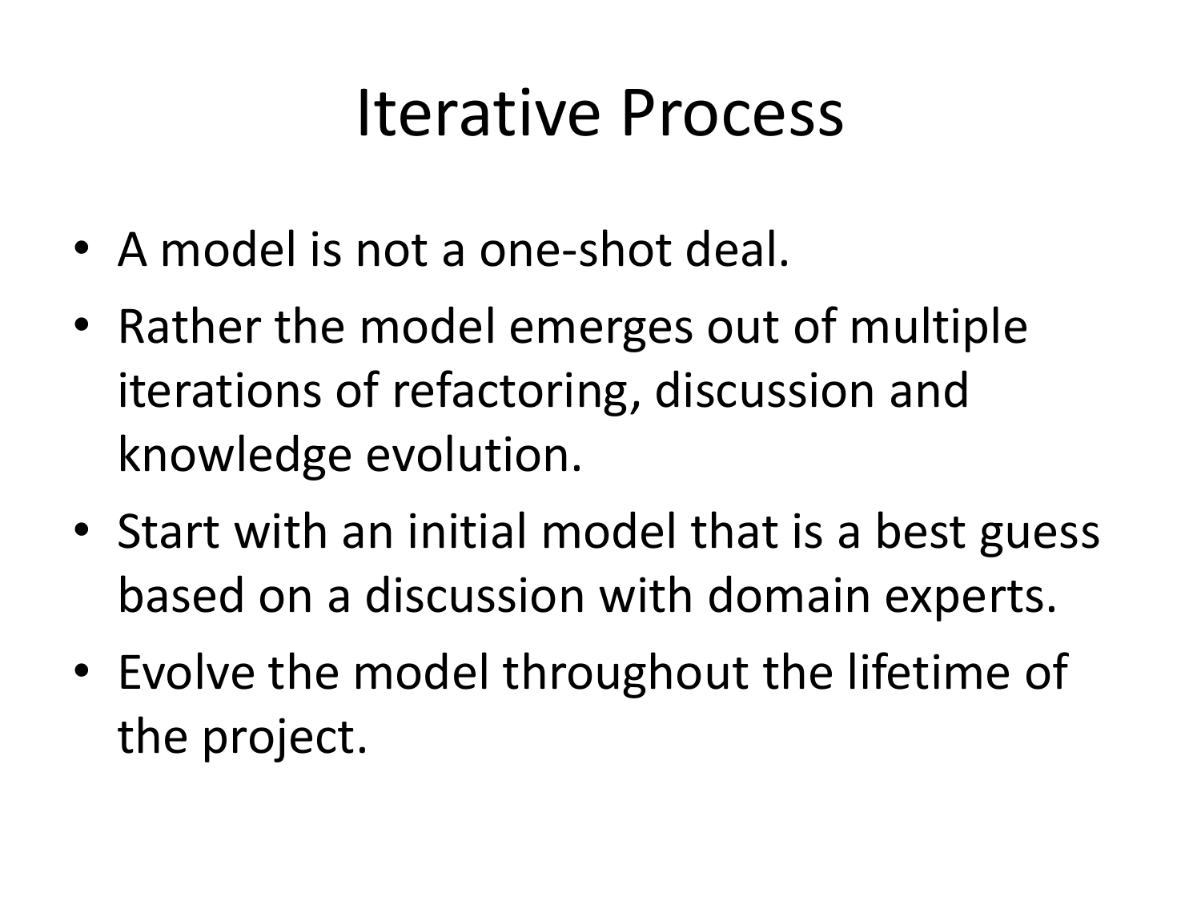# Iterative Process

- A model is not a one-shot deal.
- Rather the model emerges out of multiple iterations of refactoring, discussion and knowledge evolution.
- Start with an initial model that is a best guess based on a discussion with domain experts.
- Evolve the model throughout the lifetime of the project.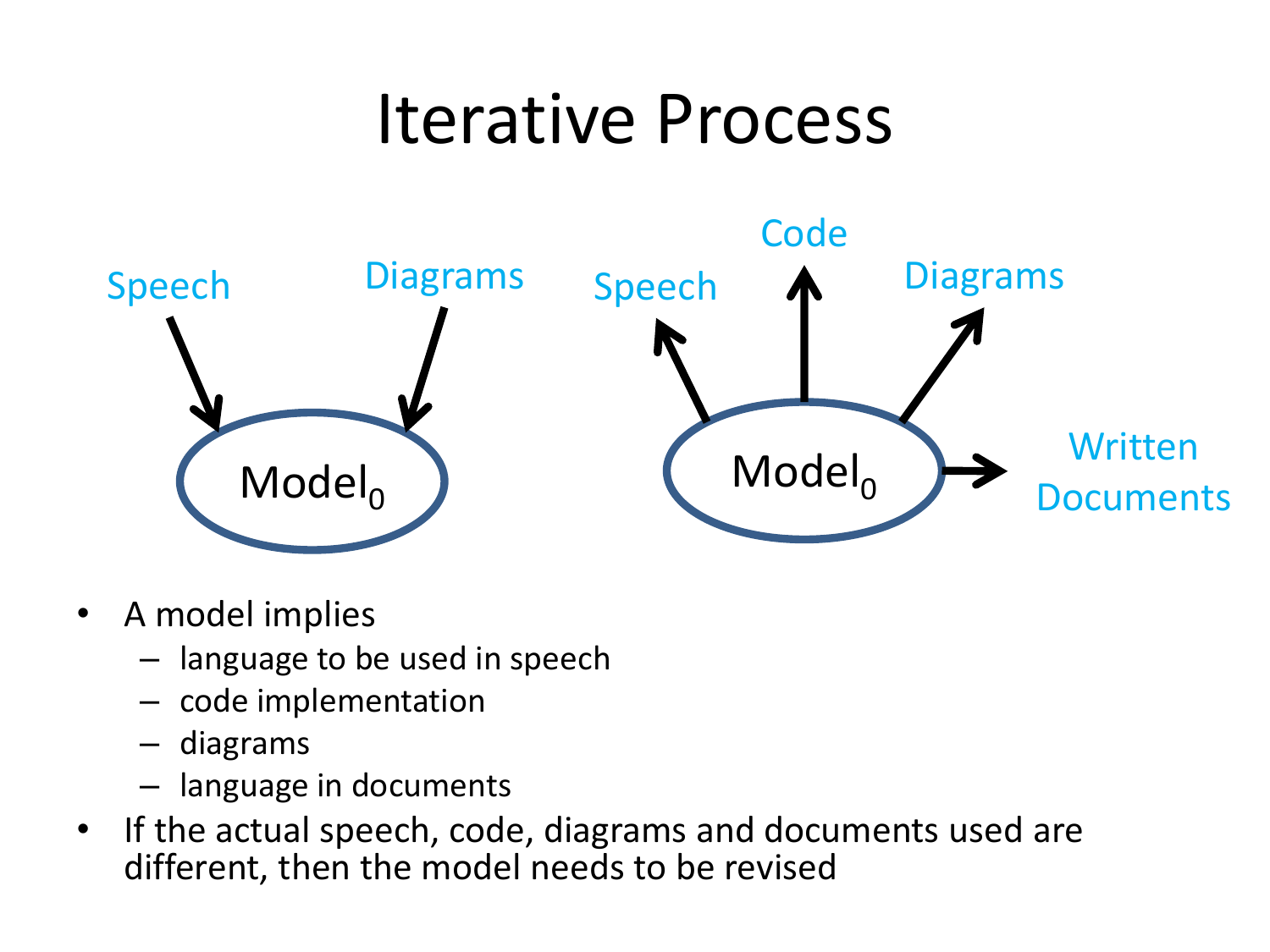# Iterative Process

Speech → $Model_0$ ← Diagrams

$Model_0$ → Speech, Code, Diagrams, Written Documents

- A model implies
  - language to be used in speech
  - code implementation
  - diagrams
  - language in documents
- If the actual speech, code, diagrams and documents used are different, then the model needs to be revised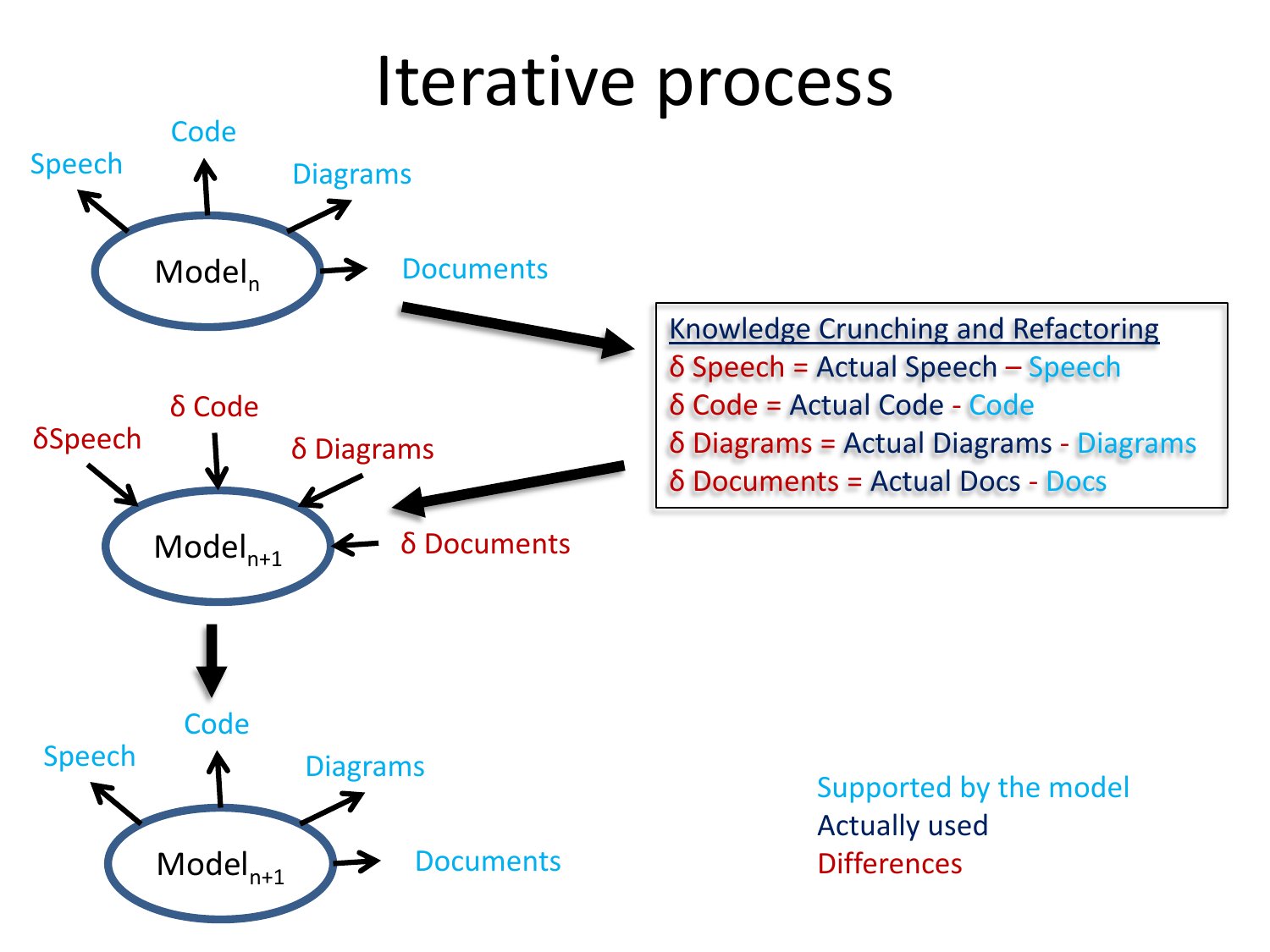# Iterative process

$Model_n$ → Speech, Code, Diagrams, Documents

**Knowledge Crunching and Refactoring**

δ Speech = Actual Speech – Speech

δ Code = Actual Code - Code

δ Diagrams = Actual Diagrams - Diagrams

δ Documents = Actual Docs - Docs

δSpeech, δ Code, δ Diagrams, δ Documents → $Model_{n+1}$

$Model_{n+1}$ → Speech, Code, Diagrams, Documents

Supported by the model

Actually used

Differences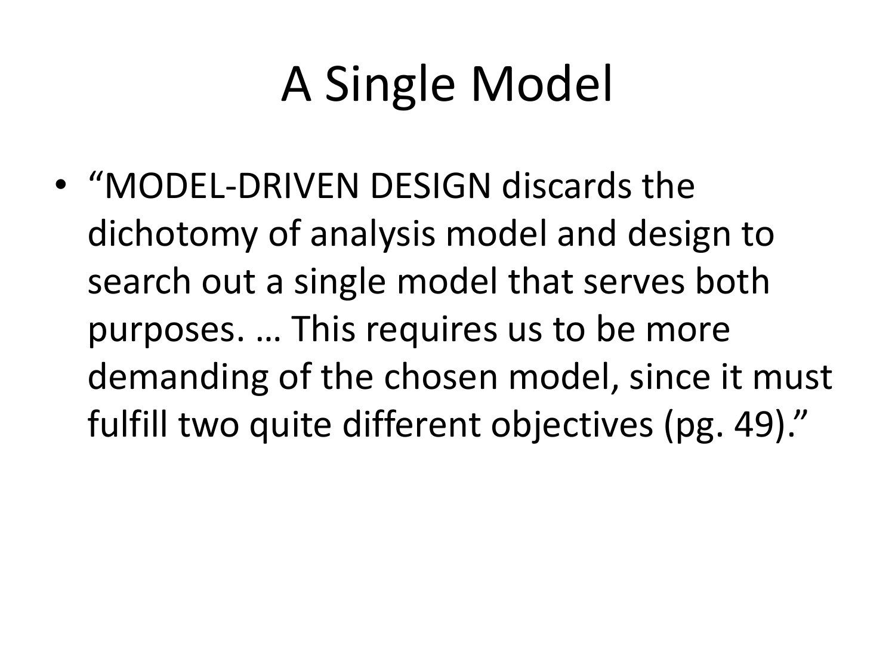# A Single Model

- “MODEL-DRIVEN DESIGN discards the dichotomy of analysis model and design to search out a single model that serves both purposes. … This requires us to be more demanding of the chosen model, since it must fulfill two quite different objectives (pg. 49).”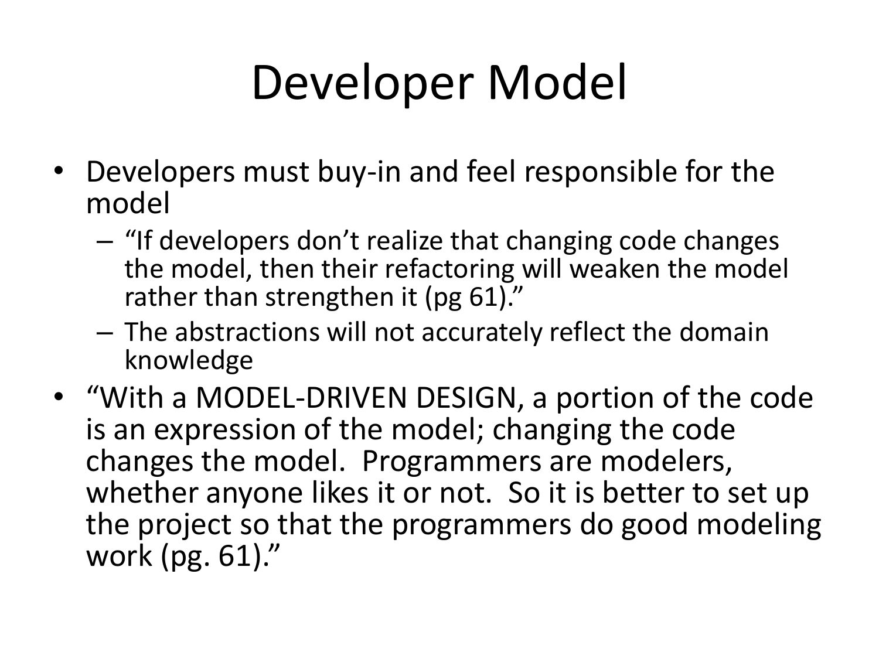# Developer Model

- Developers must buy-in and feel responsible for the model
  - "If developers don't realize that changing code changes the model, then their refactoring will weaken the model rather than strengthen it (pg 61)."
  - The abstractions will not accurately reflect the domain knowledge
- "With a MODEL-DRIVEN DESIGN, a portion of the code is an expression of the model; changing the code changes the model. Programmers are modelers, whether anyone likes it or not. So it is better to set up the project so that the programmers do good modeling work (pg. 61)."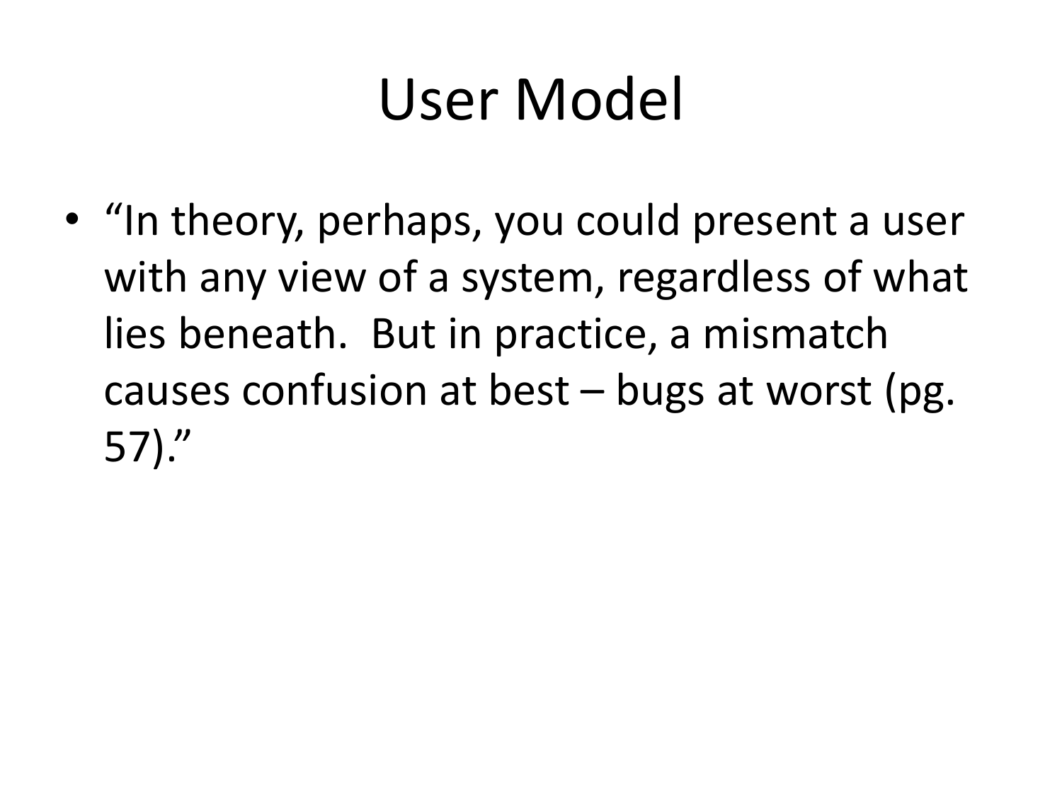# User Model

- "In theory, perhaps, you could present a user with any view of a system, regardless of what lies beneath. But in practice, a mismatch causes confusion at best – bugs at worst (pg. 57)."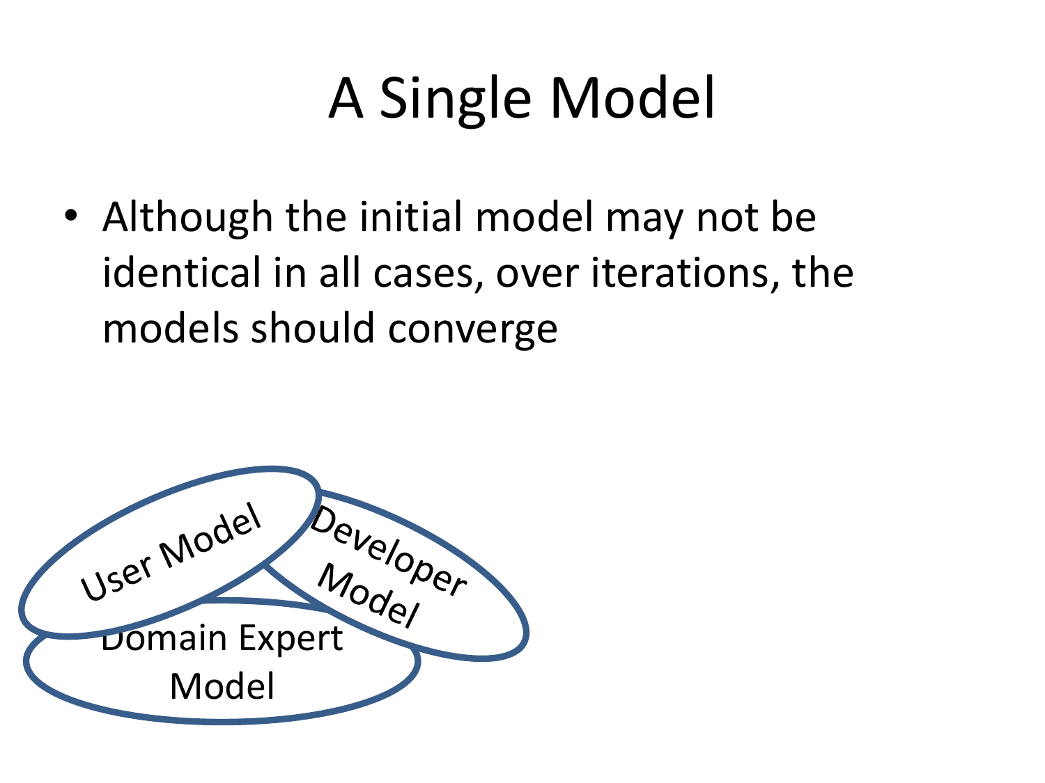# A Single Model

- Although the initial model may not be identical in all cases, over iterations, the models should converge

User Model

Developer Model

Domain Expert Model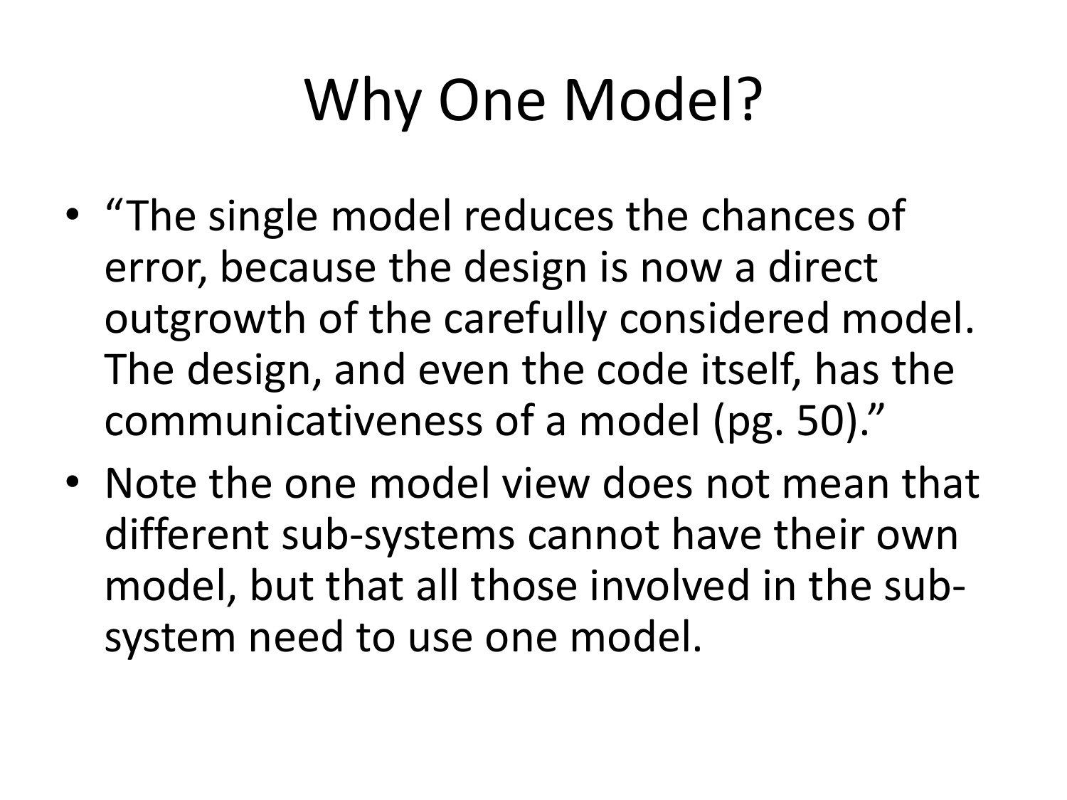# Why One Model?

- "The single model reduces the chances of error, because the design is now a direct outgrowth of the carefully considered model. The design, and even the code itself, has the communicativeness of a model (pg. 50)."
- Note the one model view does not mean that different sub-systems cannot have their own model, but that all those involved in the sub-system need to use one model.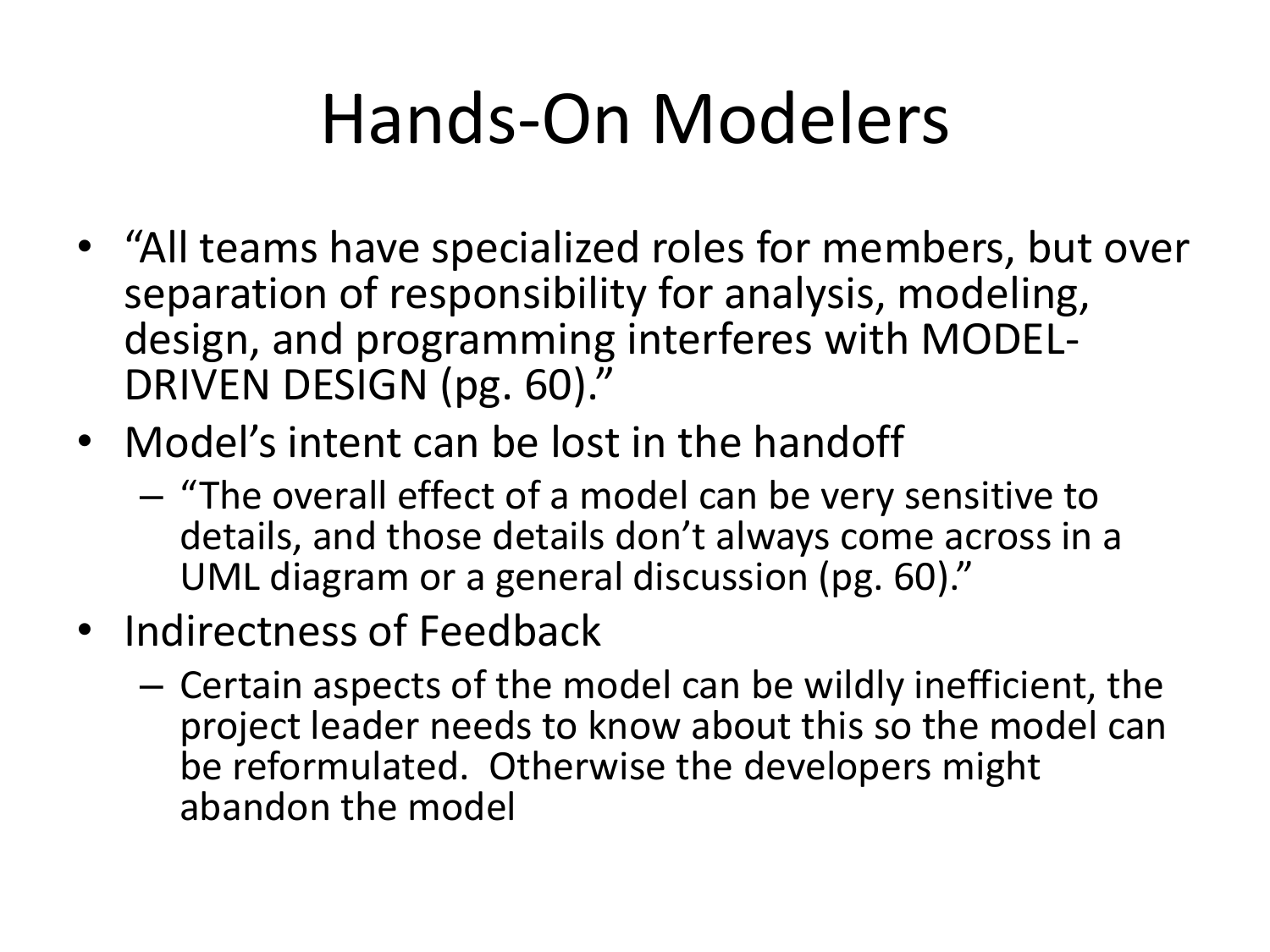# Hands-On Modelers

- "All teams have specialized roles for members, but over separation of responsibility for analysis, modeling, design, and programming interferes with MODEL-DRIVEN DESIGN (pg. 60)."
- Model's intent can be lost in the handoff
  - "The overall effect of a model can be very sensitive to details, and those details don't always come across in a UML diagram or a general discussion (pg. 60)."
- Indirectness of Feedback
  - Certain aspects of the model can be wildly inefficient, the project leader needs to know about this so the model can be reformulated. Otherwise the developers might abandon the model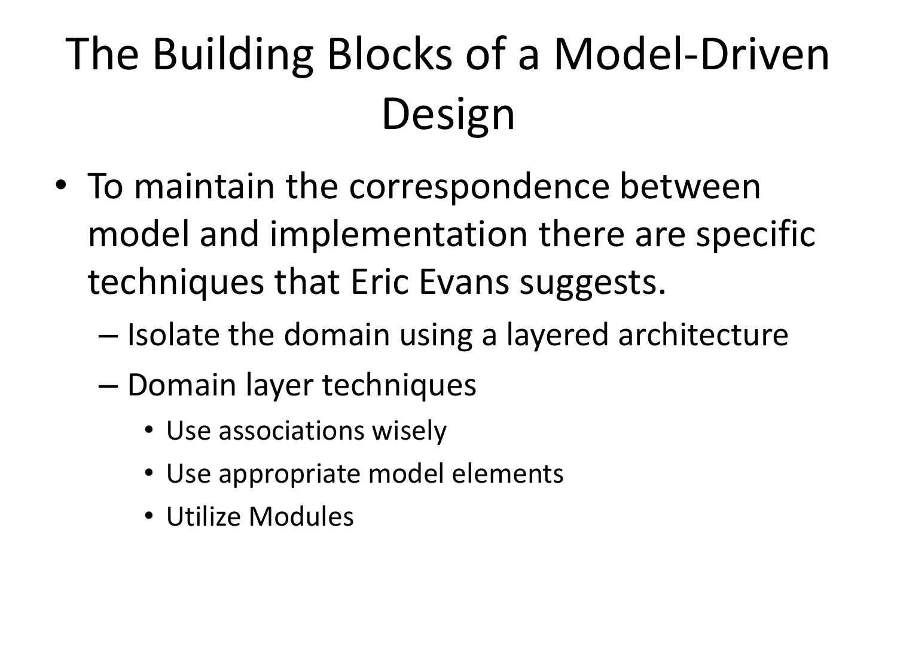# The Building Blocks of a Model-Driven Design

- To maintain the correspondence between model and implementation there are specific techniques that Eric Evans suggests.
  - Isolate the domain using a layered architecture
  - Domain layer techniques
    - Use associations wisely
    - Use appropriate model elements
    - Utilize Modules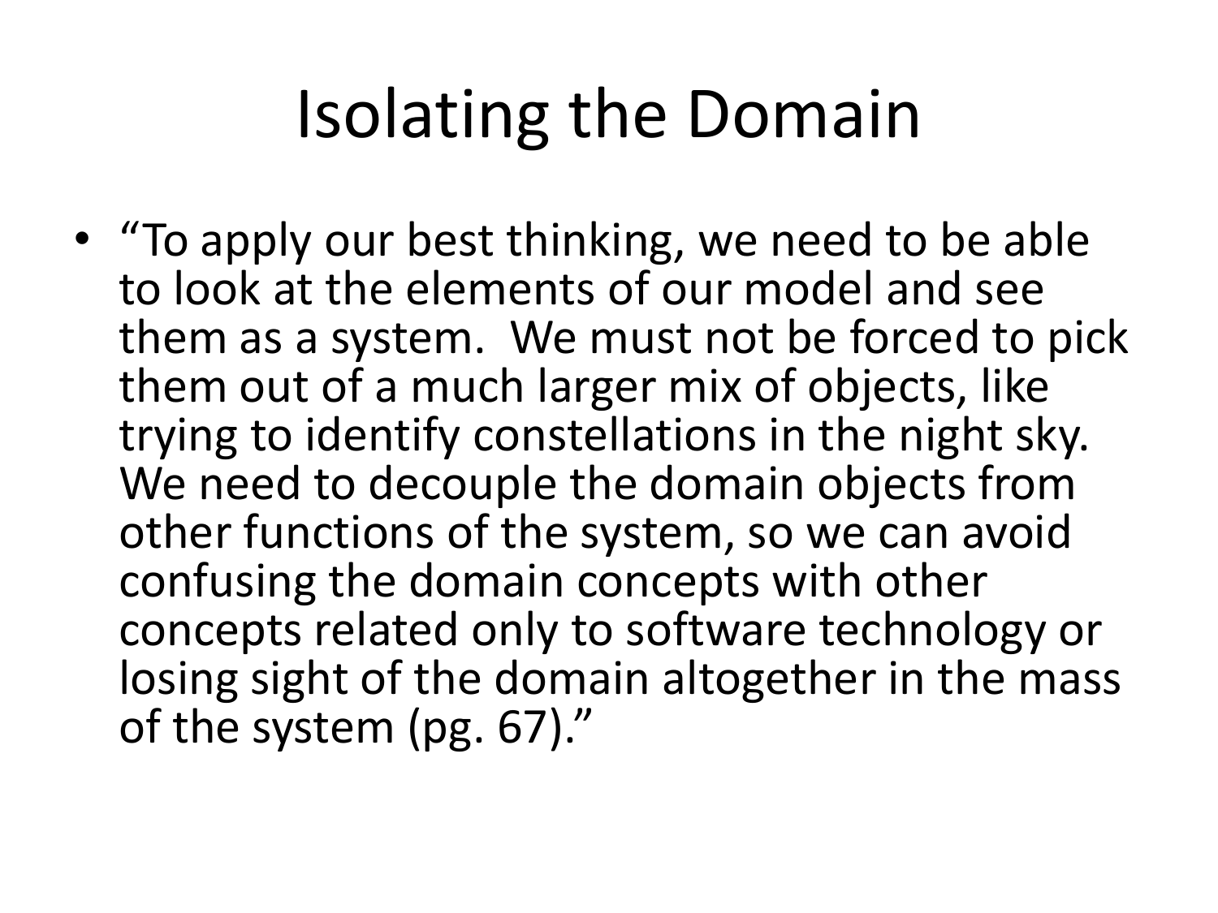# Isolating the Domain

- "To apply our best thinking, we need to be able to look at the elements of our model and see them as a system. We must not be forced to pick them out of a much larger mix of objects, like trying to identify constellations in the night sky. We need to decouple the domain objects from other functions of the system, so we can avoid confusing the domain concepts with other concepts related only to software technology or losing sight of the domain altogether in the mass of the system (pg. 67)."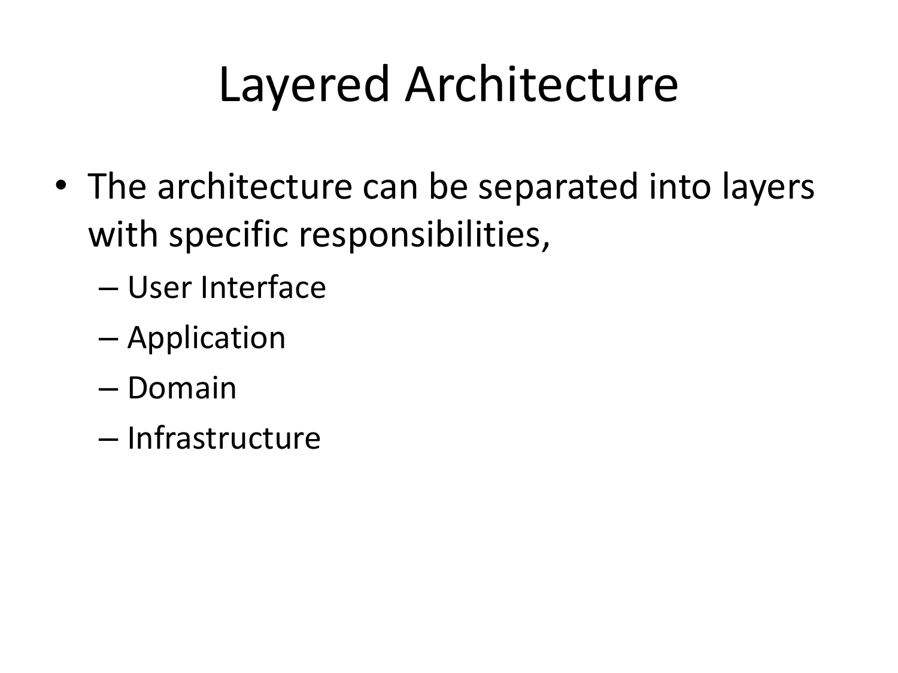# Layered Architecture

- The architecture can be separated into layers with specific responsibilities,
  - User Interface
  - Application
  - Domain
  - Infrastructure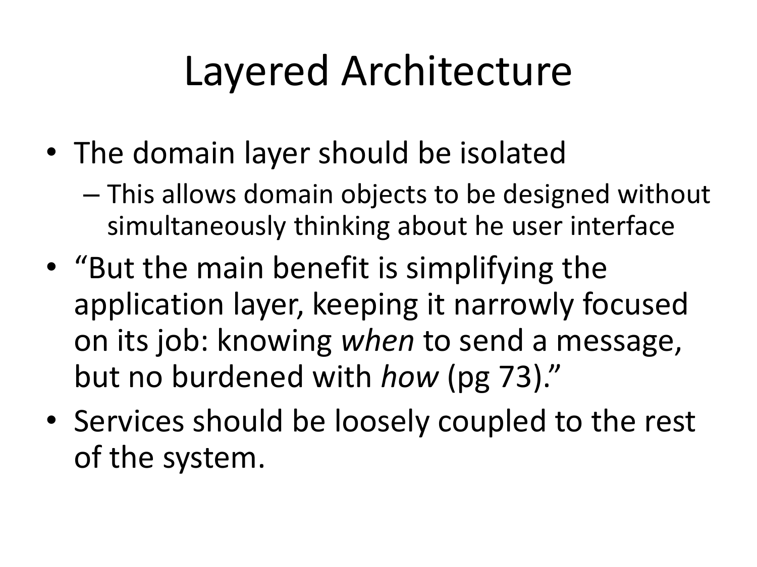# Layered Architecture

- The domain layer should be isolated
  - This allows domain objects to be designed without simultaneously thinking about he user interface
- "But the main benefit is simplifying the application layer, keeping it narrowly focused on its job: knowing *when* to send a message, but no burdened with *how* (pg 73)."
- Services should be loosely coupled to the rest of the system.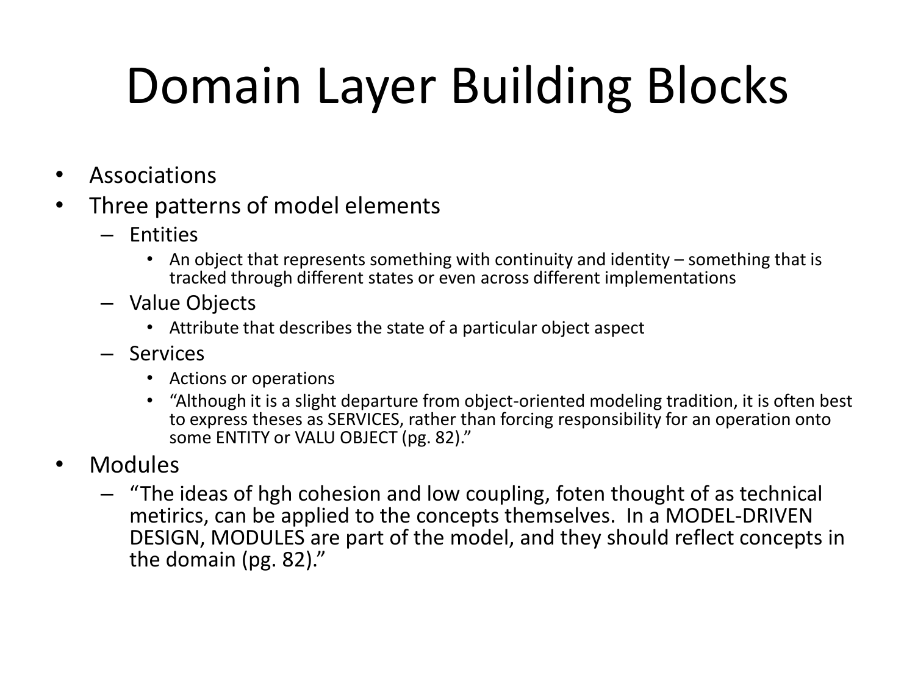# Domain Layer Building Blocks

- Associations
- Three patterns of model elements
  - Entities
    - An object that represents something with continuity and identity – something that is tracked through different states or even across different implementations
  - Value Objects
    - Attribute that describes the state of a particular object aspect
  - Services
    - Actions or operations
    - "Although it is a slight departure from object-oriented modeling tradition, it is often best to express theses as SERVICES, rather than forcing responsibility for an operation onto some ENTITY or VALU OBJECT (pg. 82)."
- Modules
  - "The ideas of hgh cohesion and low coupling, foten thought of as technical metirics, can be applied to the concepts themselves. In a MODEL-DRIVEN DESIGN, MODULES are part of the model, and they should reflect concepts in the domain (pg. 82)."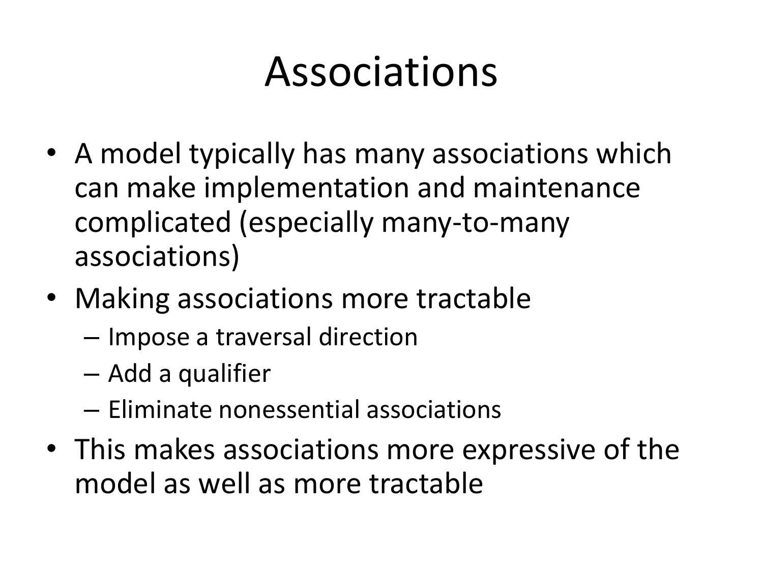# Associations

- A model typically has many associations which can make implementation and maintenance complicated (especially many-to-many associations)
- Making associations more tractable
  - Impose a traversal direction
  - Add a qualifier
  - Eliminate nonessential associations
- This makes associations more expressive of the model as well as more tractable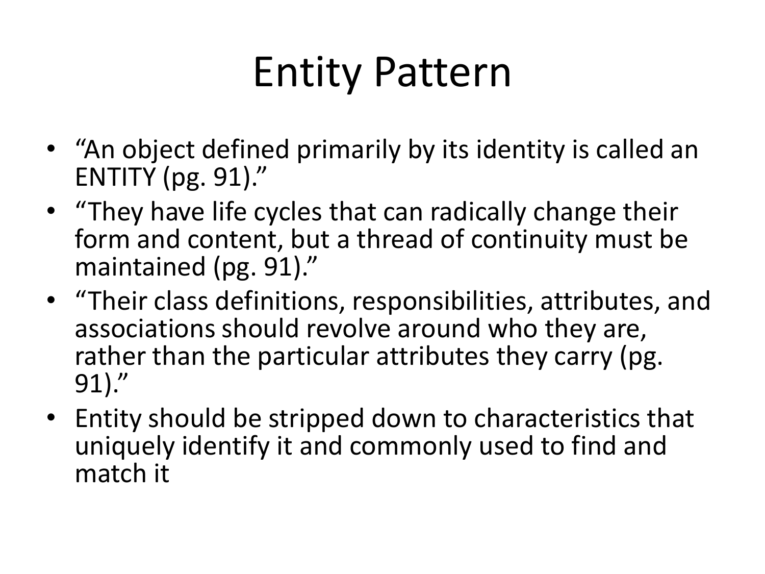# Entity Pattern

- "An object defined primarily by its identity is called an ENTITY (pg. 91)."
- "They have life cycles that can radically change their form and content, but a thread of continuity must be maintained (pg. 91)."
- "Their class definitions, responsibilities, attributes, and associations should revolve around who they are, rather than the particular attributes they carry (pg. 91)."
- Entity should be stripped down to characteristics that uniquely identify it and commonly used to find and match it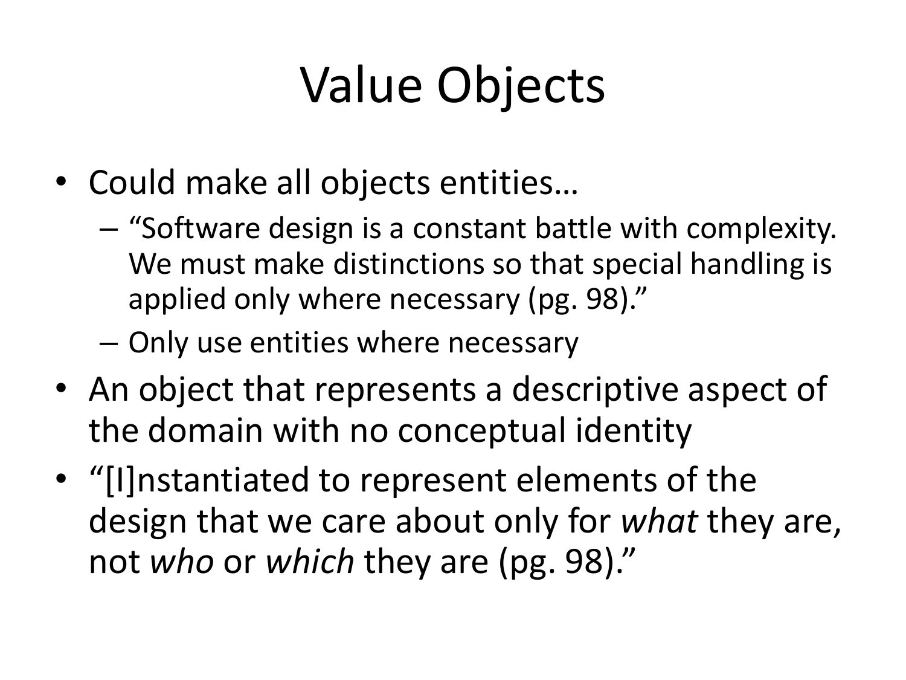# Value Objects

- Could make all objects entities…
  - "Software design is a constant battle with complexity. We must make distinctions so that special handling is applied only where necessary (pg. 98)."
  - Only use entities where necessary
- An object that represents a descriptive aspect of the domain with no conceptual identity
- "[I]nstantiated to represent elements of the design that we care about only for *what* they are, not *who* or *which* they are (pg. 98)."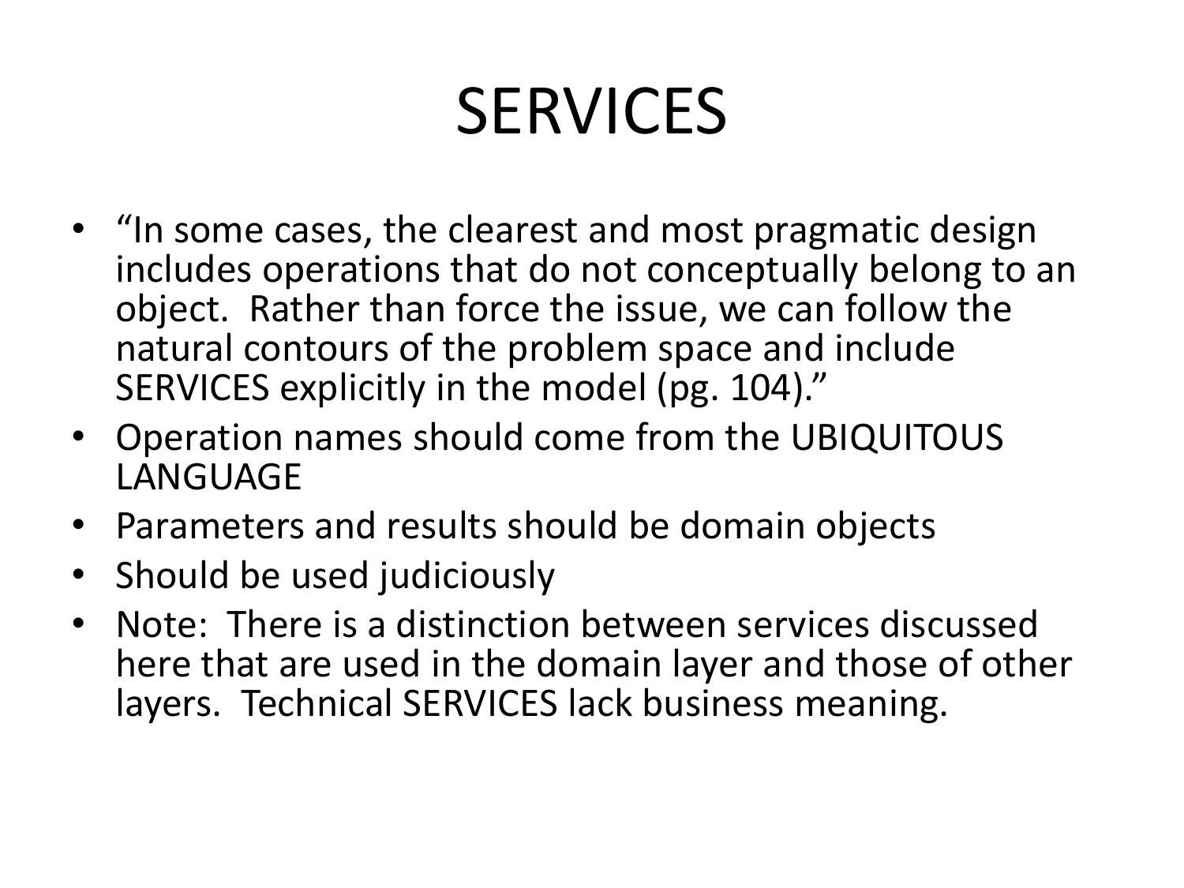# SERVICES

- "In some cases, the clearest and most pragmatic design includes operations that do not conceptually belong to an object. Rather than force the issue, we can follow the natural contours of the problem space and include SERVICES explicitly in the model (pg. 104)."
- Operation names should come from the UBIQUITOUS LANGUAGE
- Parameters and results should be domain objects
- Should be used judiciously
- Note: There is a distinction between services discussed here that are used in the domain layer and those of other layers. Technical SERVICES lack business meaning.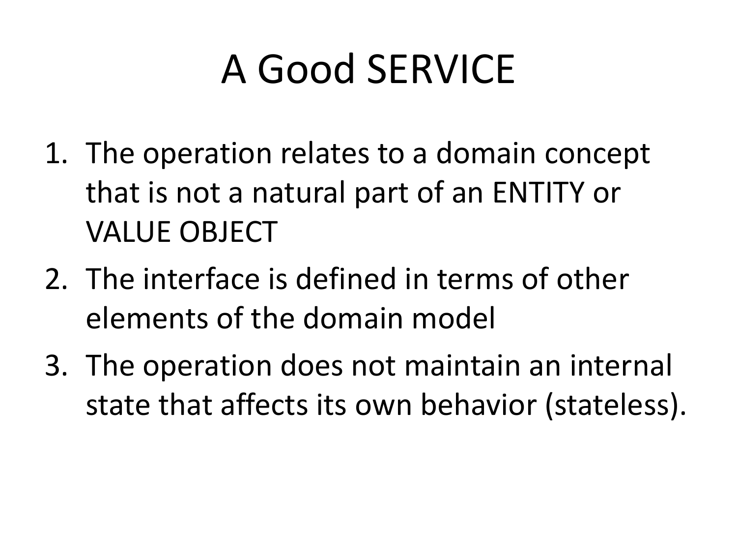# A Good SERVICE

1. The operation relates to a domain concept that is not a natural part of an ENTITY or VALUE OBJECT
2. The interface is defined in terms of other elements of the domain model
3. The operation does not maintain an internal state that affects its own behavior (stateless).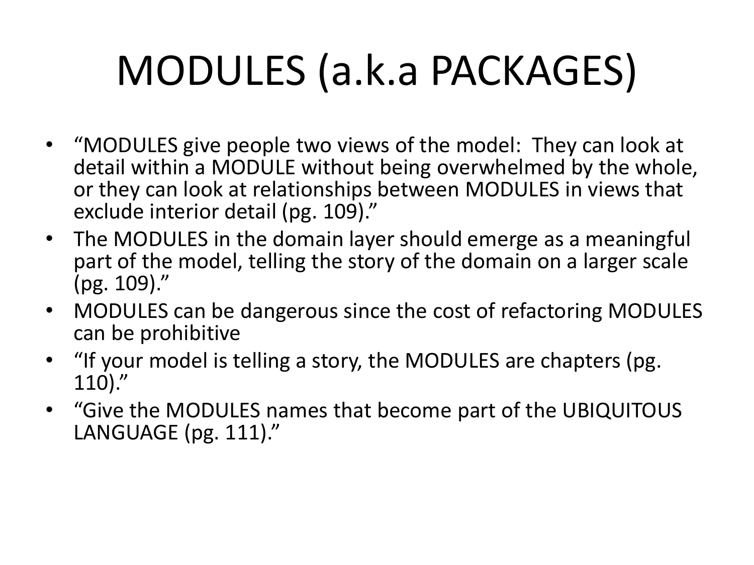# MODULES (a.k.a PACKAGES)

- "MODULES give people two views of the model: They can look at detail within a MODULE without being overwhelmed by the whole, or they can look at relationships between MODULES in views that exclude interior detail (pg. 109)."
- The MODULES in the domain layer should emerge as a meaningful part of the model, telling the story of the domain on a larger scale (pg. 109)."
- MODULES can be dangerous since the cost of refactoring MODULES can be prohibitive
- "If your model is telling a story, the MODULES are chapters (pg. 110)."
- "Give the MODULES names that become part of the UBIQUITOUS LANGUAGE (pg. 111)."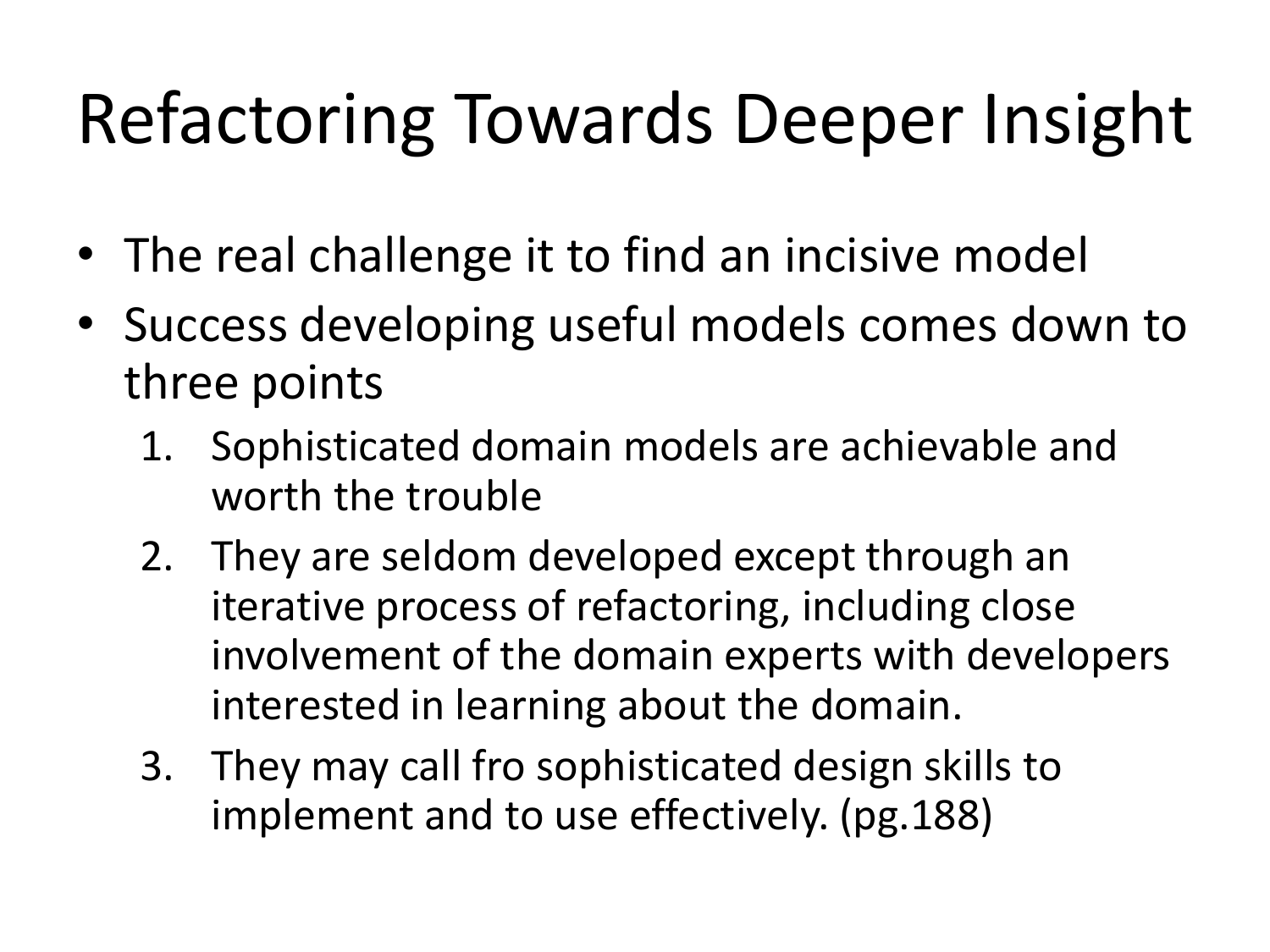# Refactoring Towards Deeper Insight

- The real challenge it to find an incisive model
- Success developing useful models comes down to three points
  1. Sophisticated domain models are achievable and worth the trouble
  2. They are seldom developed except through an iterative process of refactoring, including close involvement of the domain experts with developers interested in learning about the domain.
  3. They may call fro sophisticated design skills to implement and to use effectively. (pg.188)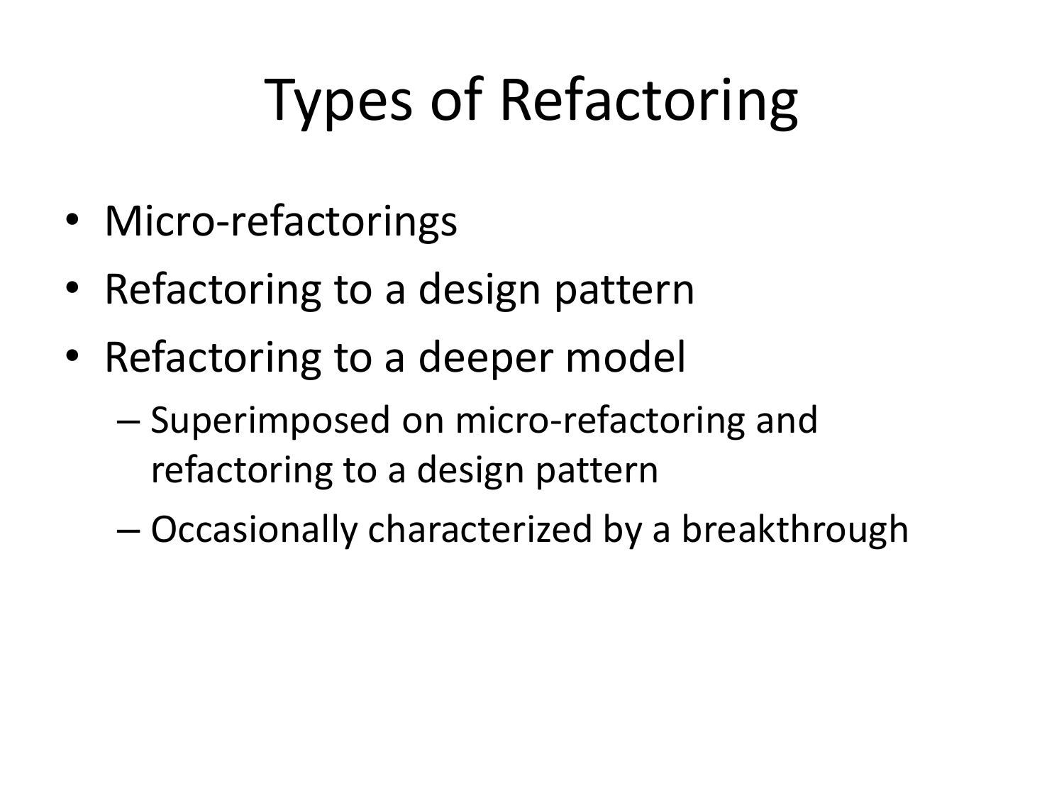# Types of Refactoring

- Micro-refactorings
- Refactoring to a design pattern
- Refactoring to a deeper model
  - Superimposed on micro-refactoring and refactoring to a design pattern
  - Occasionally characterized by a breakthrough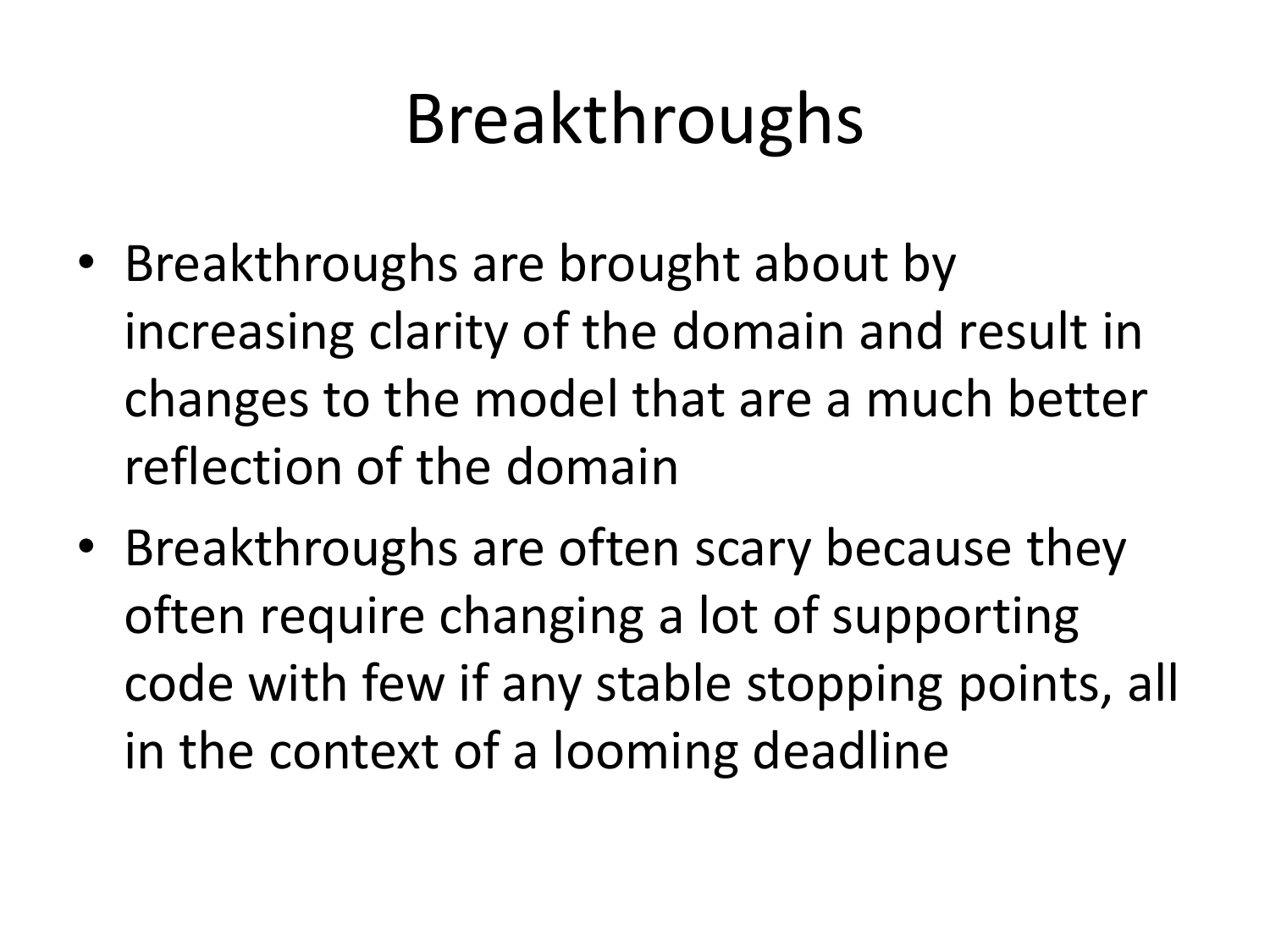# Breakthroughs

- Breakthroughs are brought about by increasing clarity of the domain and result in changes to the model that are a much better reflection of the domain
- Breakthroughs are often scary because they often require changing a lot of supporting code with few if any stable stopping points, all in the context of a looming deadline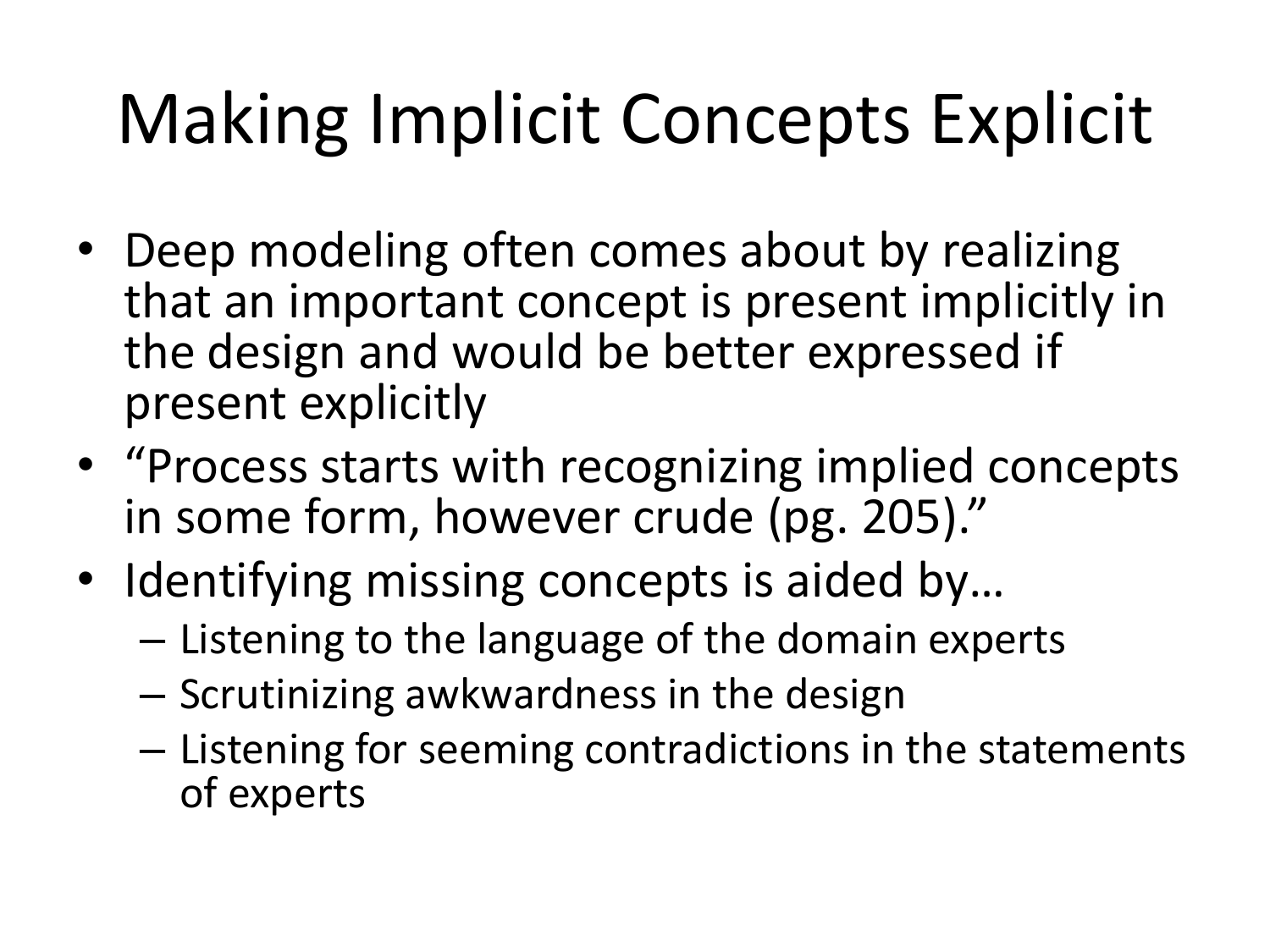# Making Implicit Concepts Explicit

- Deep modeling often comes about by realizing that an important concept is present implicitly in the design and would be better expressed if present explicitly
- "Process starts with recognizing implied concepts in some form, however crude (pg. 205)."
- Identifying missing concepts is aided by…
  - Listening to the language of the domain experts
  - Scrutinizing awkwardness in the design
  - Listening for seeming contradictions in the statements of experts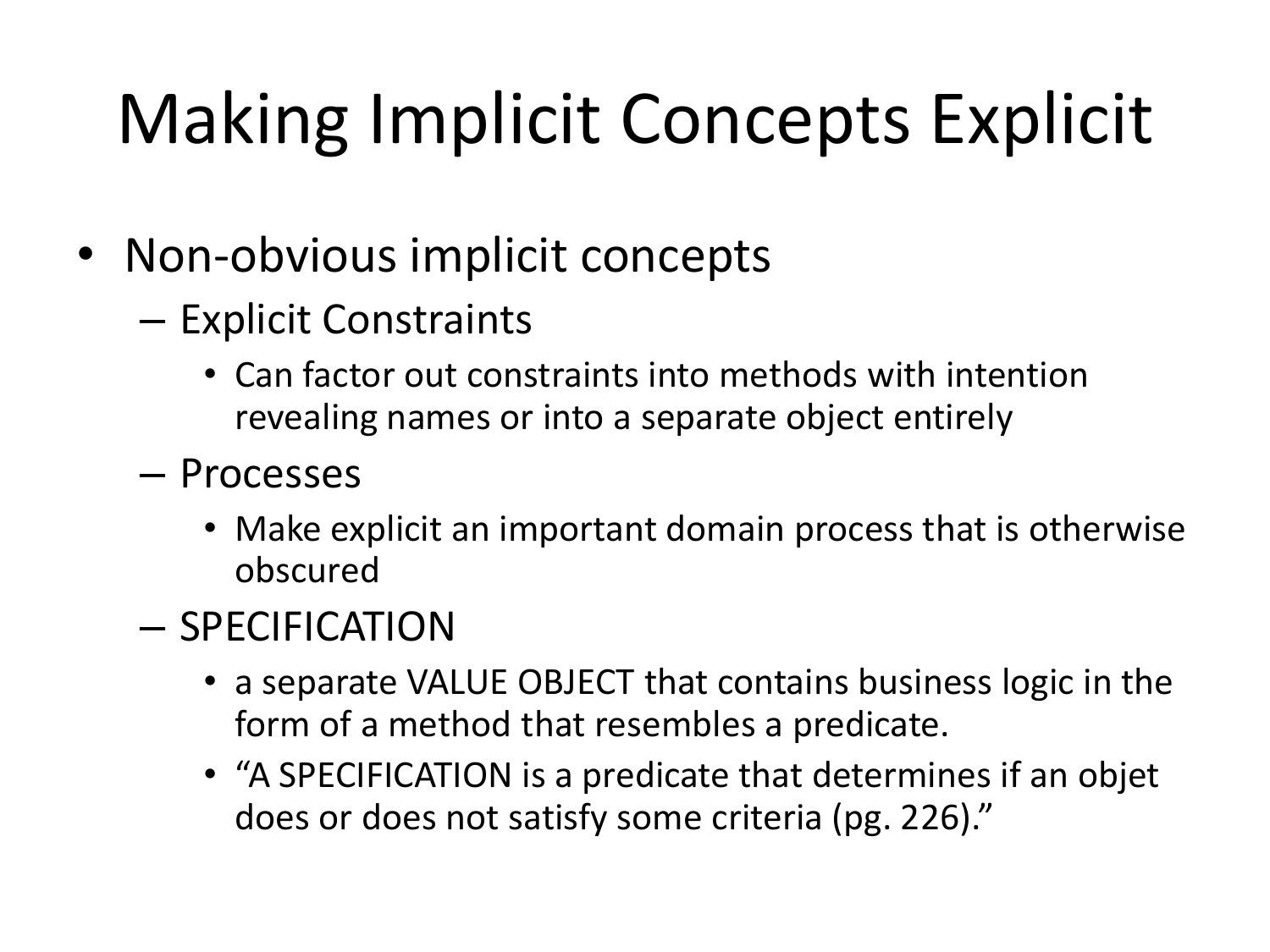# Making Implicit Concepts Explicit

- Non-obvious implicit concepts
  - Explicit Constraints
    - Can factor out constraints into methods with intention revealing names or into a separate object entirely
  - Processes
    - Make explicit an important domain process that is otherwise obscured
  - SPECIFICATION
    - a separate VALUE OBJECT that contains business logic in the form of a method that resembles a predicate.
    - "A SPECIFICATION is a predicate that determines if an objet does or does not satisfy some criteria (pg. 226)."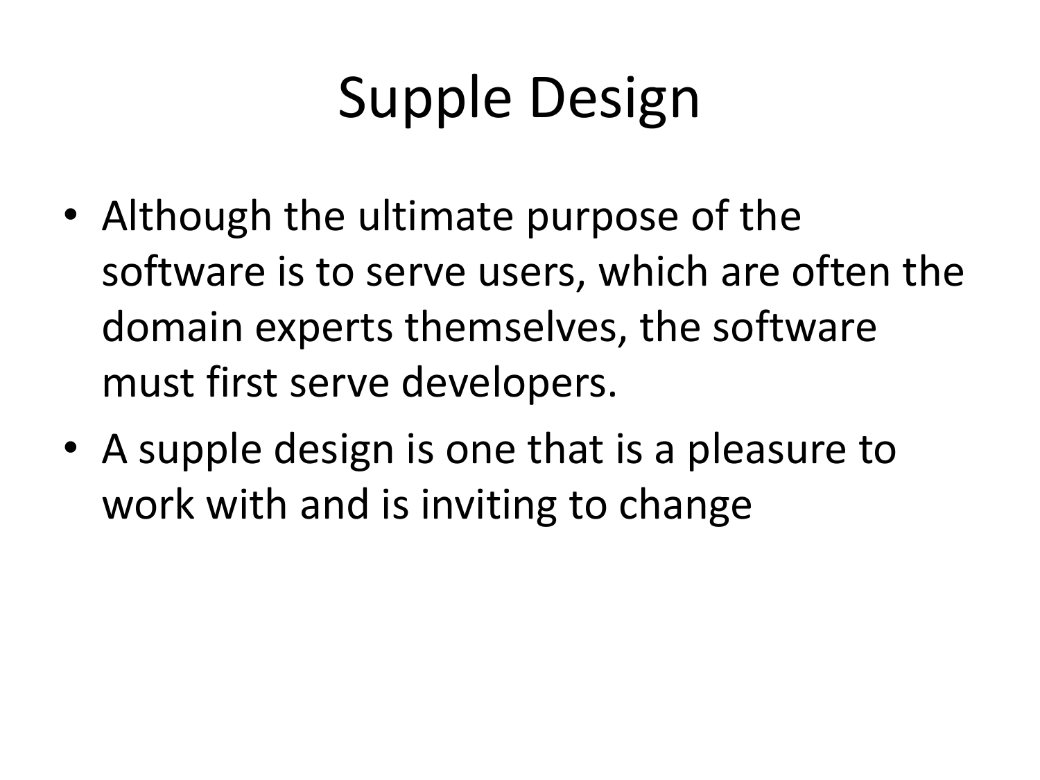# Supple Design

- Although the ultimate purpose of the software is to serve users, which are often the domain experts themselves, the software must first serve developers.
- A supple design is one that is a pleasure to work with and is inviting to change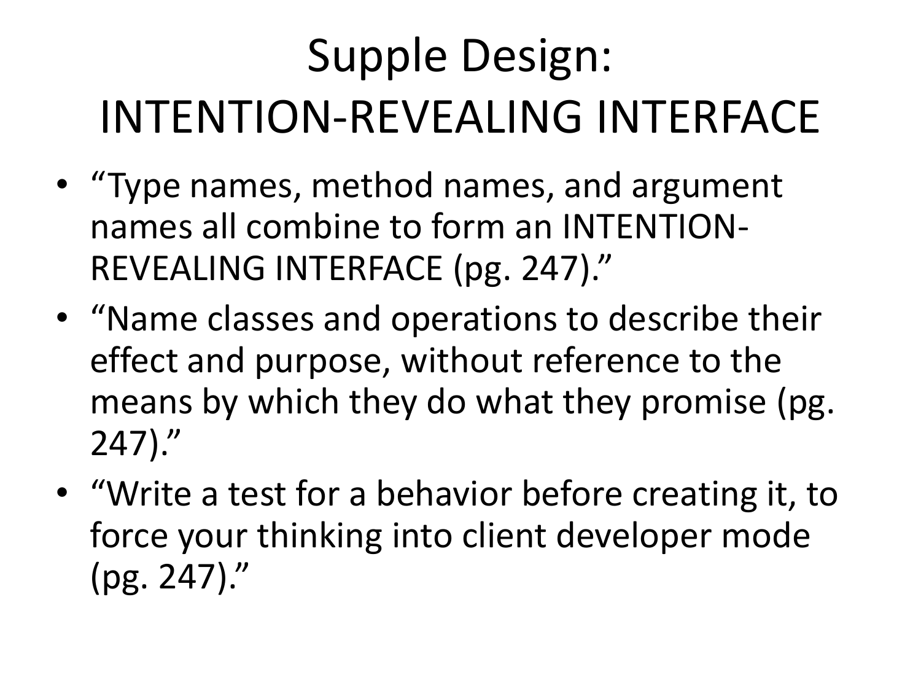# Supple Design: INTENTION-REVEALING INTERFACE

- "Type names, method names, and argument names all combine to form an INTENTION-REVEALING INTERFACE (pg. 247)."
- "Name classes and operations to describe their effect and purpose, without reference to the means by which they do what they promise (pg. 247)."
- "Write a test for a behavior before creating it, to force your thinking into client developer mode (pg. 247)."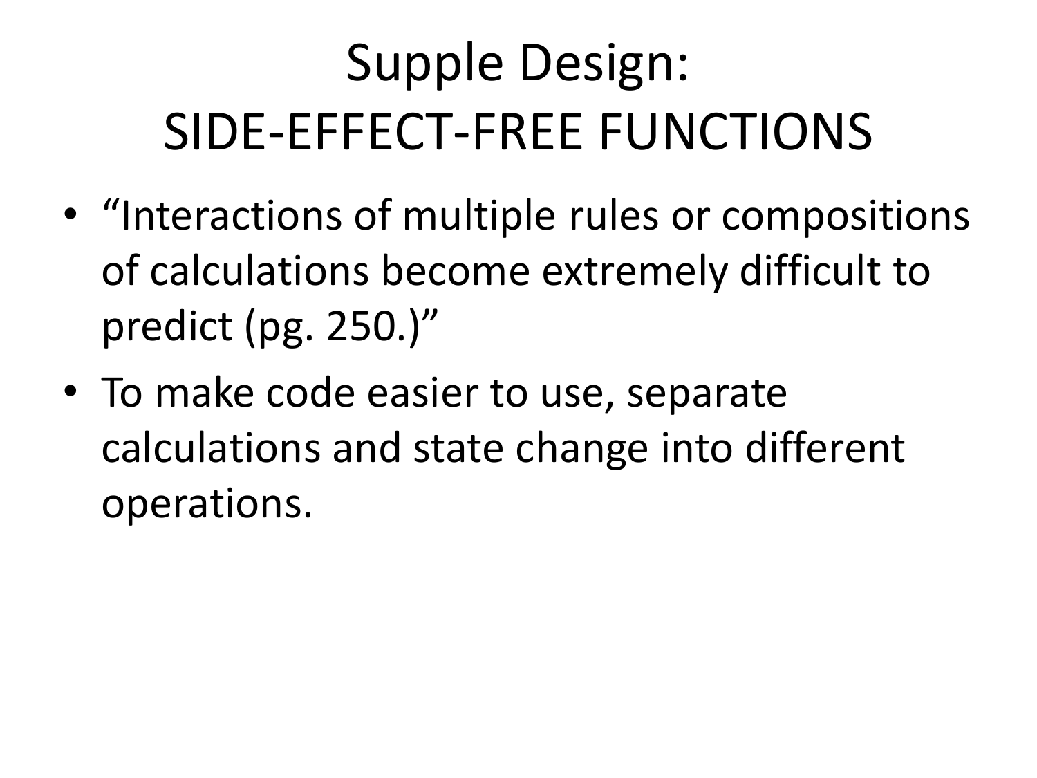# Supple Design: SIDE-EFFECT-FREE FUNCTIONS

- "Interactions of multiple rules or compositions of calculations become extremely difficult to predict (pg. 250.)"
- To make code easier to use, separate calculations and state change into different operations.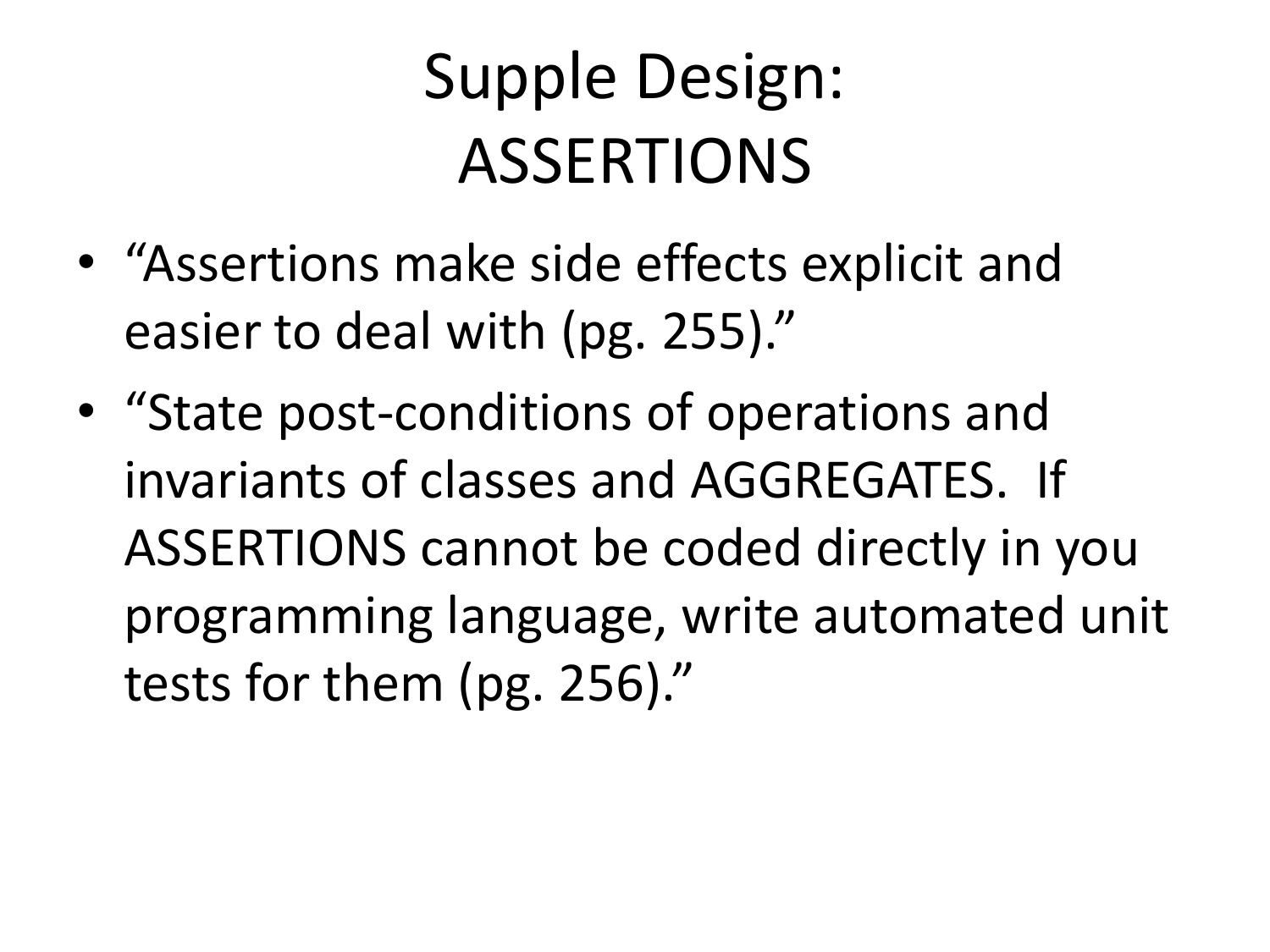# Supple Design: ASSERTIONS

- "Assertions make side effects explicit and easier to deal with (pg. 255)."
- "State post-conditions of operations and invariants of classes and AGGREGATES. If ASSERTIONS cannot be coded directly in you programming language, write automated unit tests for them (pg. 256)."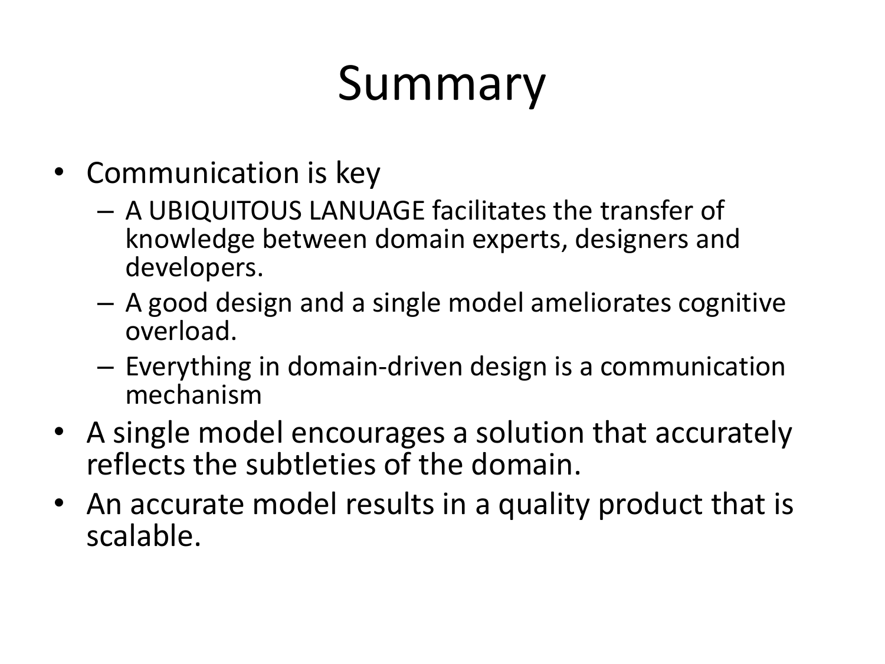# Summary

- Communication is key
  - A UBIQUITOUS LANUAGE facilitates the transfer of knowledge between domain experts, designers and developers.
  - A good design and a single model ameliorates cognitive overload.
  - Everything in domain-driven design is a communication mechanism
- A single model encourages a solution that accurately reflects the subtleties of the domain.
- An accurate model results in a quality product that is scalable.